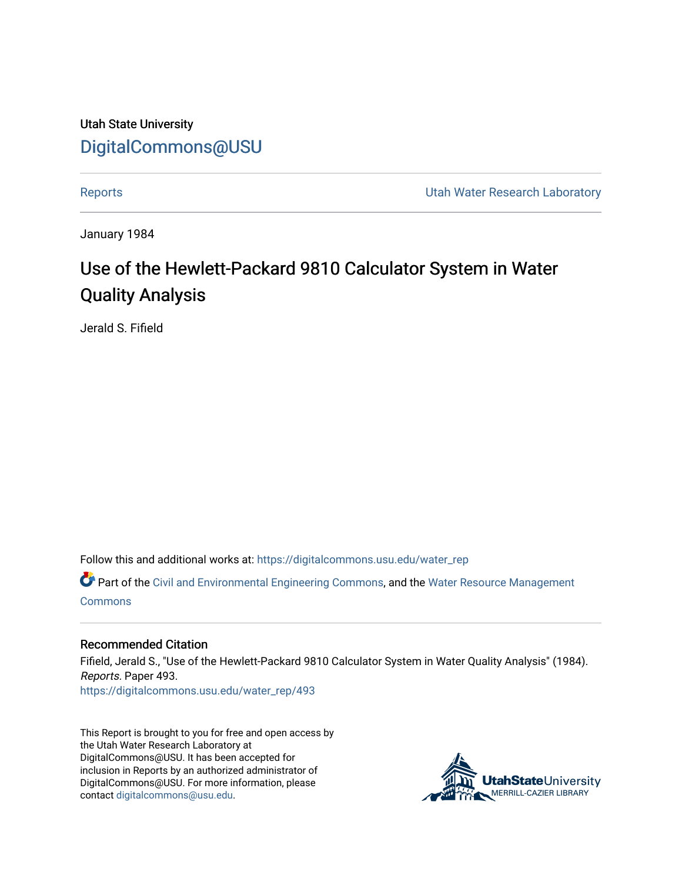Utah State University

DigitalCommons@USU

Reports | Utah Water Research Laboratory

January 1984

# Use of the Hewlett-Packard 9810 Calculator System in Water Quality Analysis

Jerald S. Fifield

Follow this and additional works at: https://digitalcommons.usu.edu/water_rep

Part of the Civil and Environmental Engineering Commons, and the Water Resource Management Commons

## Recommended Citation

Fifield, Jerald S., "Use of the Hewlett-Packard 9810 Calculator System in Water Quality Analysis" (1984). *Reports.* Paper 493.
https://digitalcommons.usu.edu/water_rep/493

This Report is brought to you for free and open access by the Utah Water Research Laboratory at DigitalCommons@USU. It has been accepted for inclusion in Reports by an authorized administrator of DigitalCommons@USU. For more information, please contact digitalcommons@usu.edu.

UtahStateUniversity MERRILL-CAZIER LIBRARY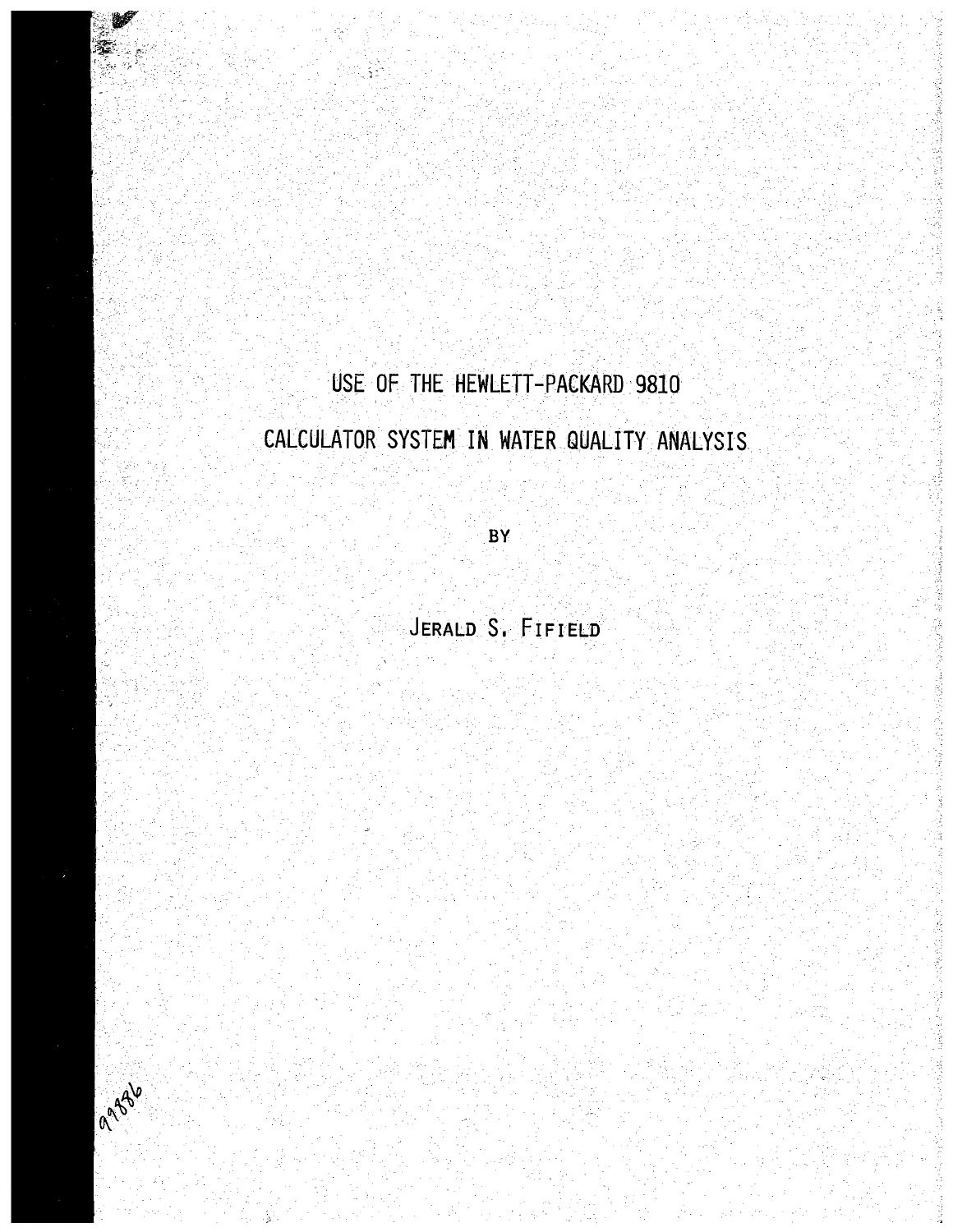# USE OF THE HEWLETT-PACKARD 9810 CALCULATOR SYSTEM IN WATER QUALITY ANALYSIS

BY

JERALD S. FIFIELD

99886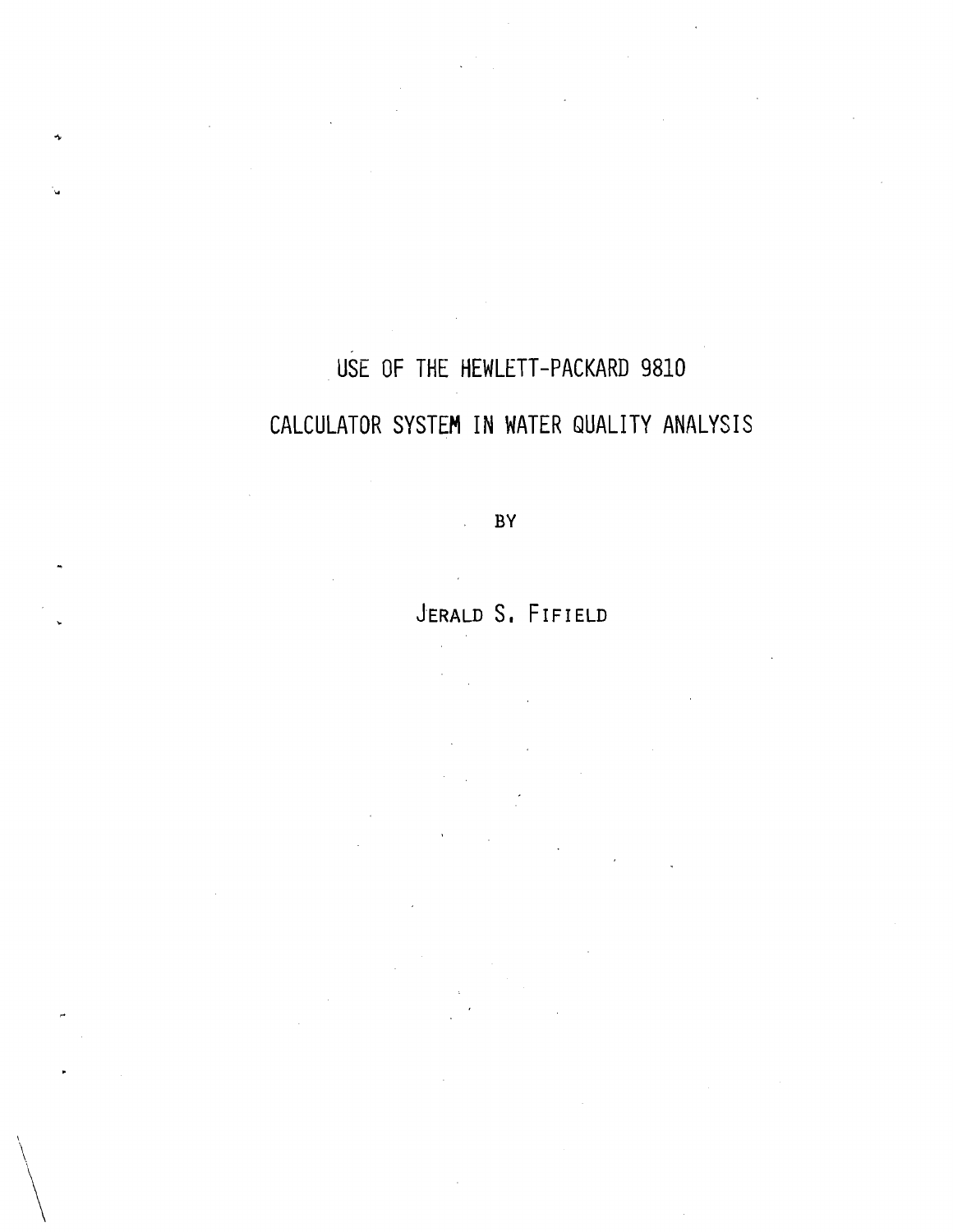# USE OF THE HEWLETT-PACKARD 9810 CALCULATOR SYSTEM IN WATER QUALITY ANALYSIS

BY

JERALD S. FIFIELD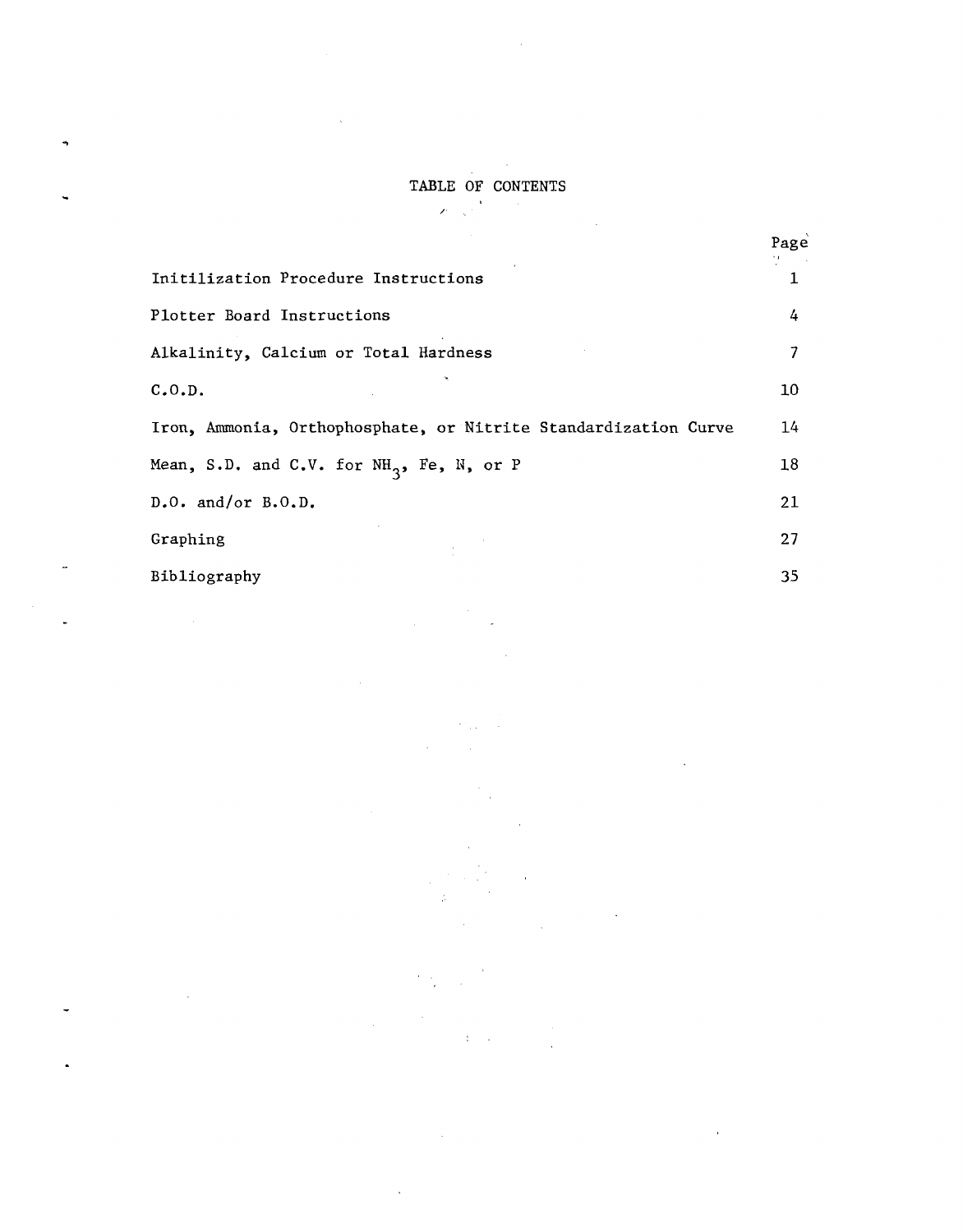# TABLE OF CONTENTS

| | Page |
|---|---|
| Initilization Procedure Instructions | 1 |
| Plotter Board Instructions | 4 |
| Alkalinity, Calcium or Total Hardness | 7 |
| C.O.D. | 10 |
| Iron, Ammonia, Orthophosphate, or Nitrite Standardization Curve | 14 |
| Mean, S.D. and C.V. for $NH_3$, Fe, N, or P | 18 |
| D.O. and/or B.O.D. | 21 |
| Graphing | 27 |
| Bibliography | 35 |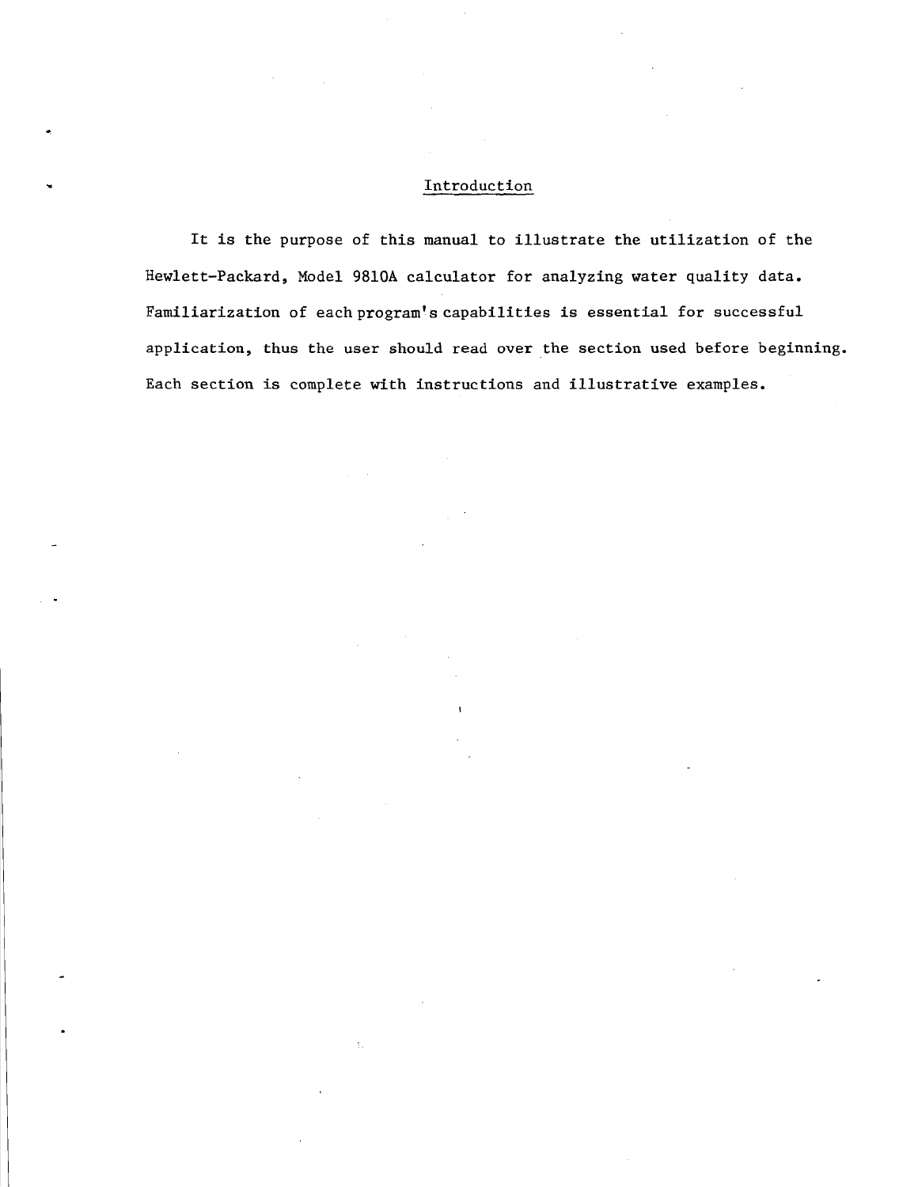## Introduction

It is the purpose of this manual to illustrate the utilization of the Hewlett-Packard, Model 9810A calculator for analyzing water quality data. Familiarization of each program's capabilities is essential for successful application, thus the user should read over the section used before beginning. Each section is complete with instructions and illustrative examples.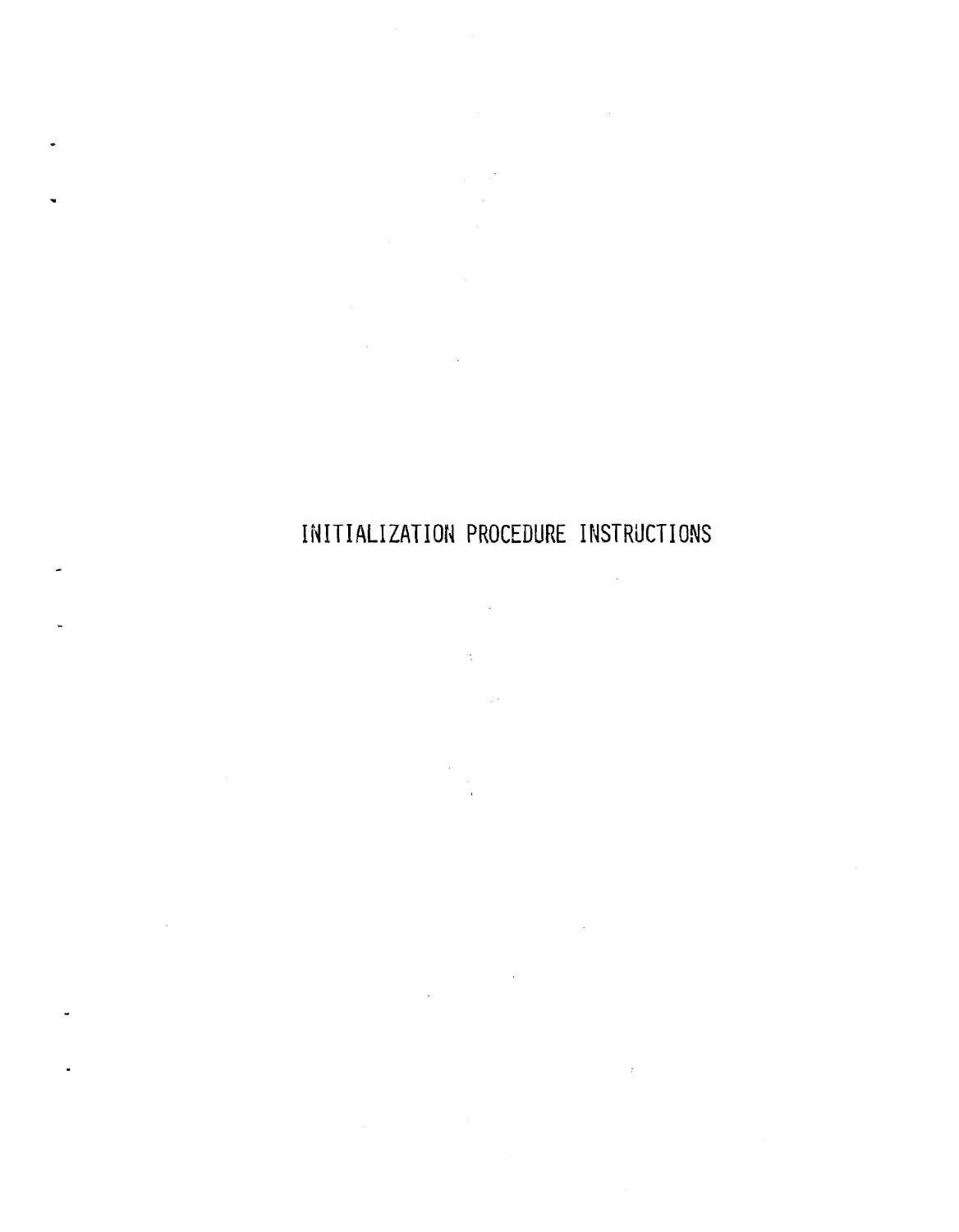# INITIALIZATION PROCEDURE INSTRUCTIONS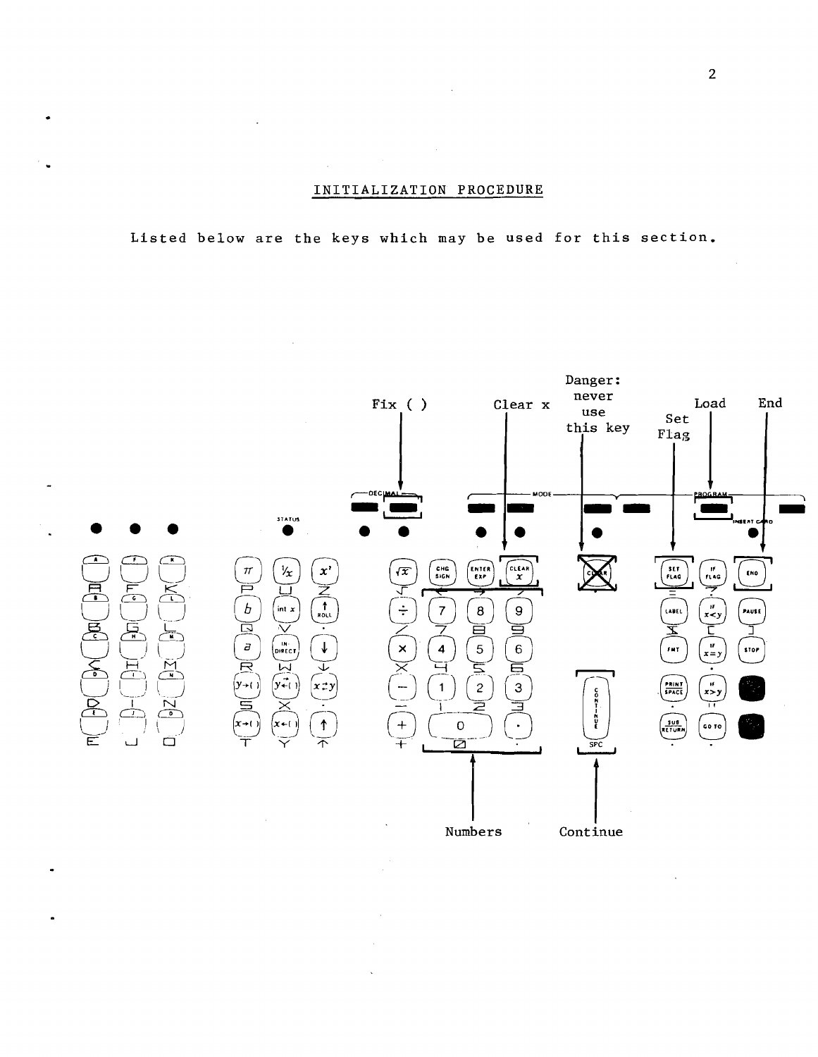## INITIALIZATION PROCEDURE

Listed below are the keys which may be used for this section.

Fix ( )

Clear x

Danger: never use this key

Set Flag

Load

End

Numbers

Continue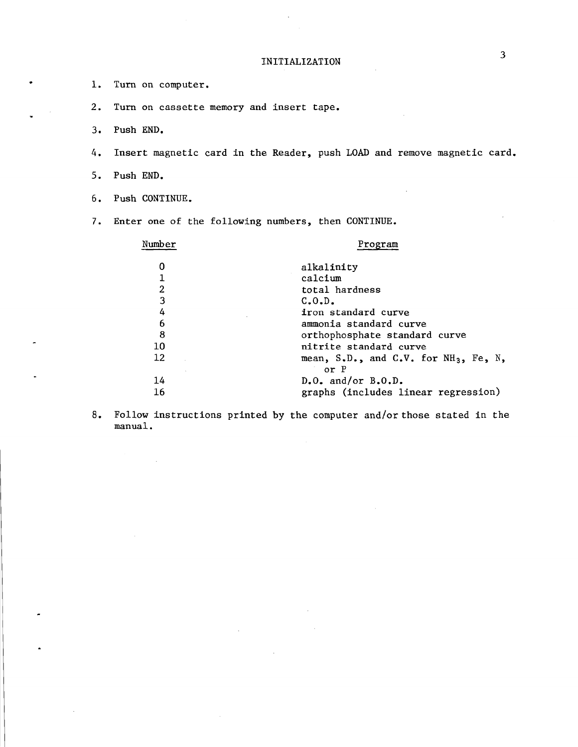## INITIALIZATION

1. Turn on computer.
2. Turn on cassette memory and insert tape.
3. Push END.
4. Insert magnetic card in the Reader, push LOAD and remove magnetic card.
5. Push END.
6. Push CONTINUE.
7. Enter one of the following numbers, then CONTINUE.

| Number | Program |
|---|---|
| 0 | alkalinity |
| 1 | calcium |
| 2 | total hardness |
| 3 | C.O.D. |
| 4 | iron standard curve |
| 6 | ammonia standard curve |
| 8 | orthophosphate standard curve |
| 10 | nitrite standard curve |
| 12 | mean, S.D., and C.V. for $NH_3$, Fe, N, or P |
| 14 | D.O. and/or B.O.D. |
| 16 | graphs (includes linear regression) |

8. Follow instructions printed by the computer and/or those stated in the manual.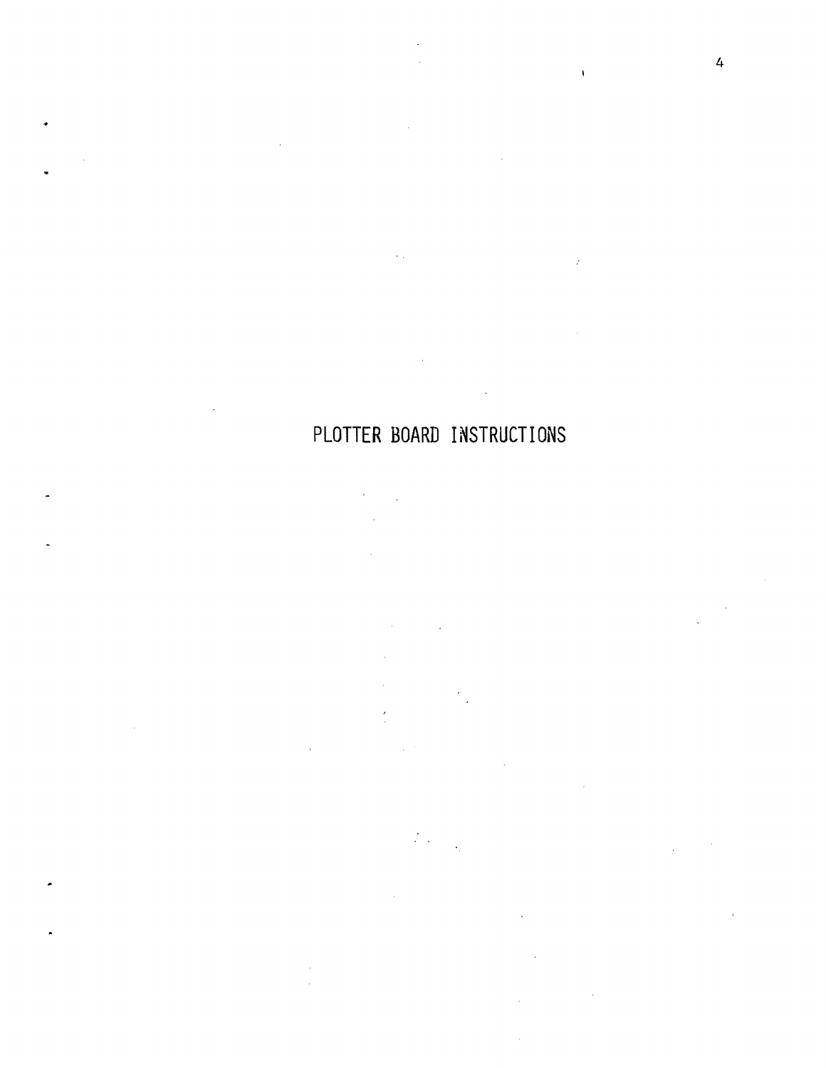# PLOTTER BOARD INSTRUCTIONS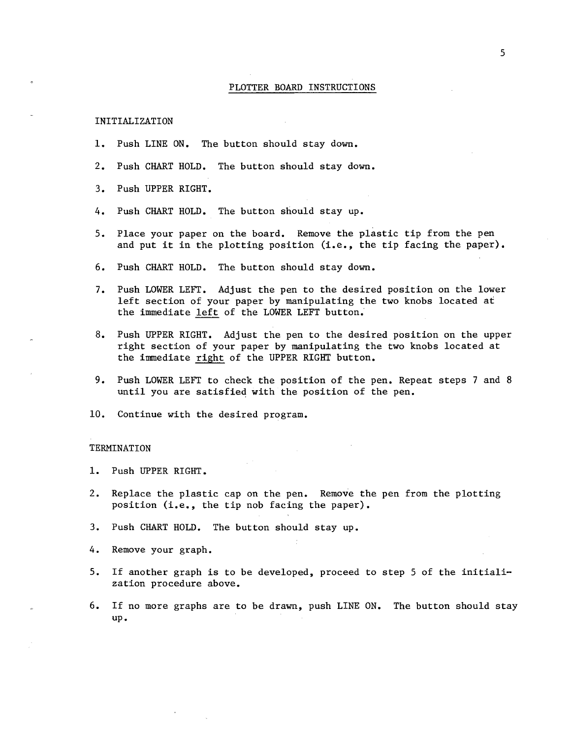# PLOTTER BOARD INSTRUCTIONS

## INITIALIZATION

1. Push LINE ON. The button should stay down.
2. Push CHART HOLD. The button should stay down.
3. Push UPPER RIGHT.
4. Push CHART HOLD. The button should stay up.
5. Place your paper on the board. Remove the plastic tip from the pen and put it in the plotting position (i.e., the tip facing the paper).
6. Push CHART HOLD. The button should stay down.
7. Push LOWER LEFT. Adjust the pen to the desired position on the lower left section of your paper by manipulating the two knobs located at the immediate _left_ of the LOWER LEFT button.
8. Push UPPER RIGHT. Adjust the pen to the desired position on the upper right section of your paper by manipulating the two knobs located at the immediate _right_ of the UPPER RIGHT button.
9. Push LOWER LEFT to check the position of the pen. Repeat steps 7 and 8 until you are satisfied with the position of the pen.
10. Continue with the desired program.

## TERMINATION

1. Push UPPER RIGHT.
2. Replace the plastic cap on the pen. Remove the pen from the plotting position (i.e., the tip nob facing the paper).
3. Push CHART HOLD. The button should stay up.
4. Remove your graph.
5. If another graph is to be developed, proceed to step 5 of the initialization procedure above.
6. If no more graphs are to be drawn, push LINE ON. The button should stay up.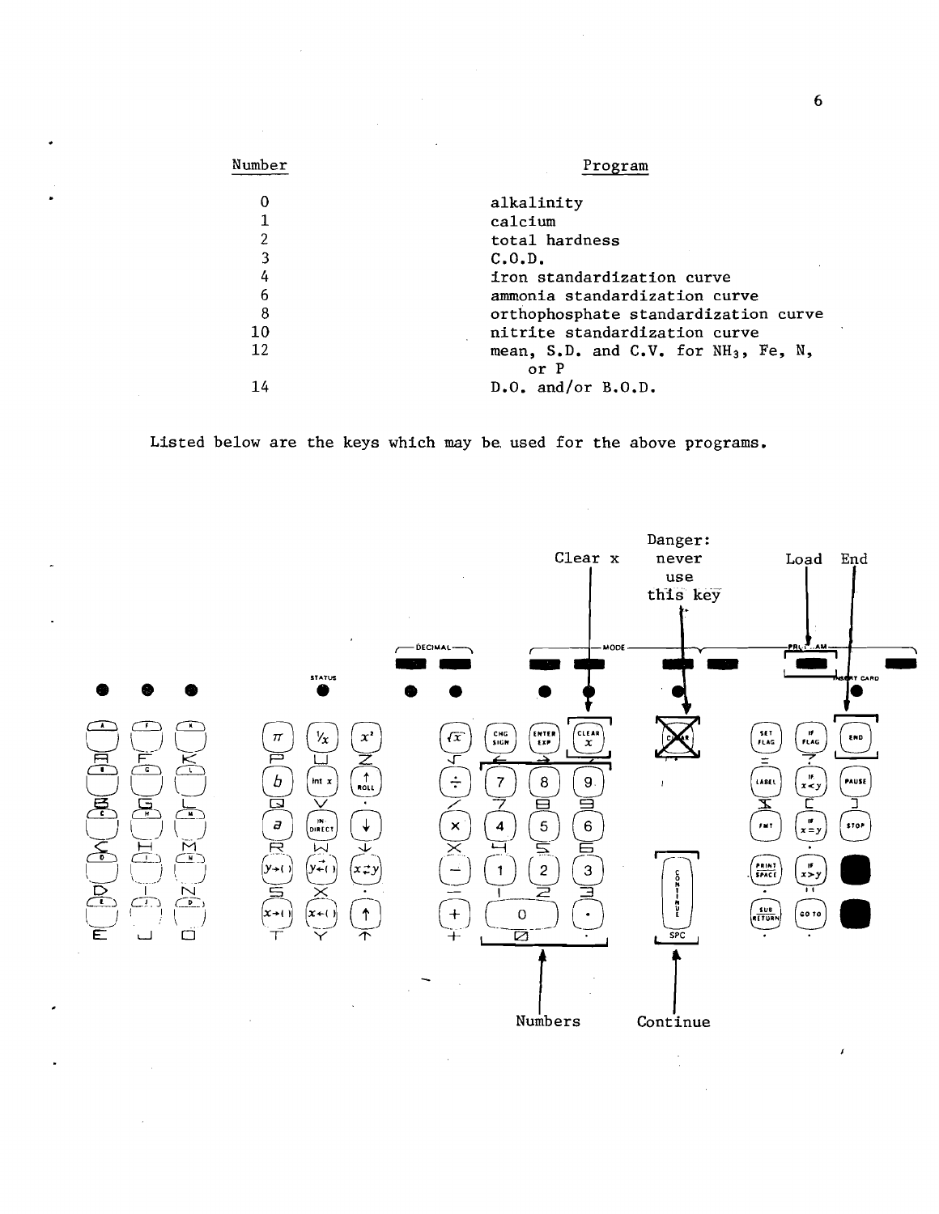| Number | Program |
|---|---|
| 0 | alkalinity |
| 1 | calcium |
| 2 | total hardness |
| 3 | C.O.D. |
| 4 | iron standardization curve |
| 6 | ammonia standardization curve |
| 8 | orthophosphate standardization curve |
| 10 | nitrite standardization curve |
| 12 | mean, S.D. and C.V. for $NH_3$, Fe, N, or P |
| 14 | D.O. and/or B.O.D. |

Listed below are the keys which may be used for the above programs.

Clear x

Danger: never use this key

Load

End

Numbers

Continue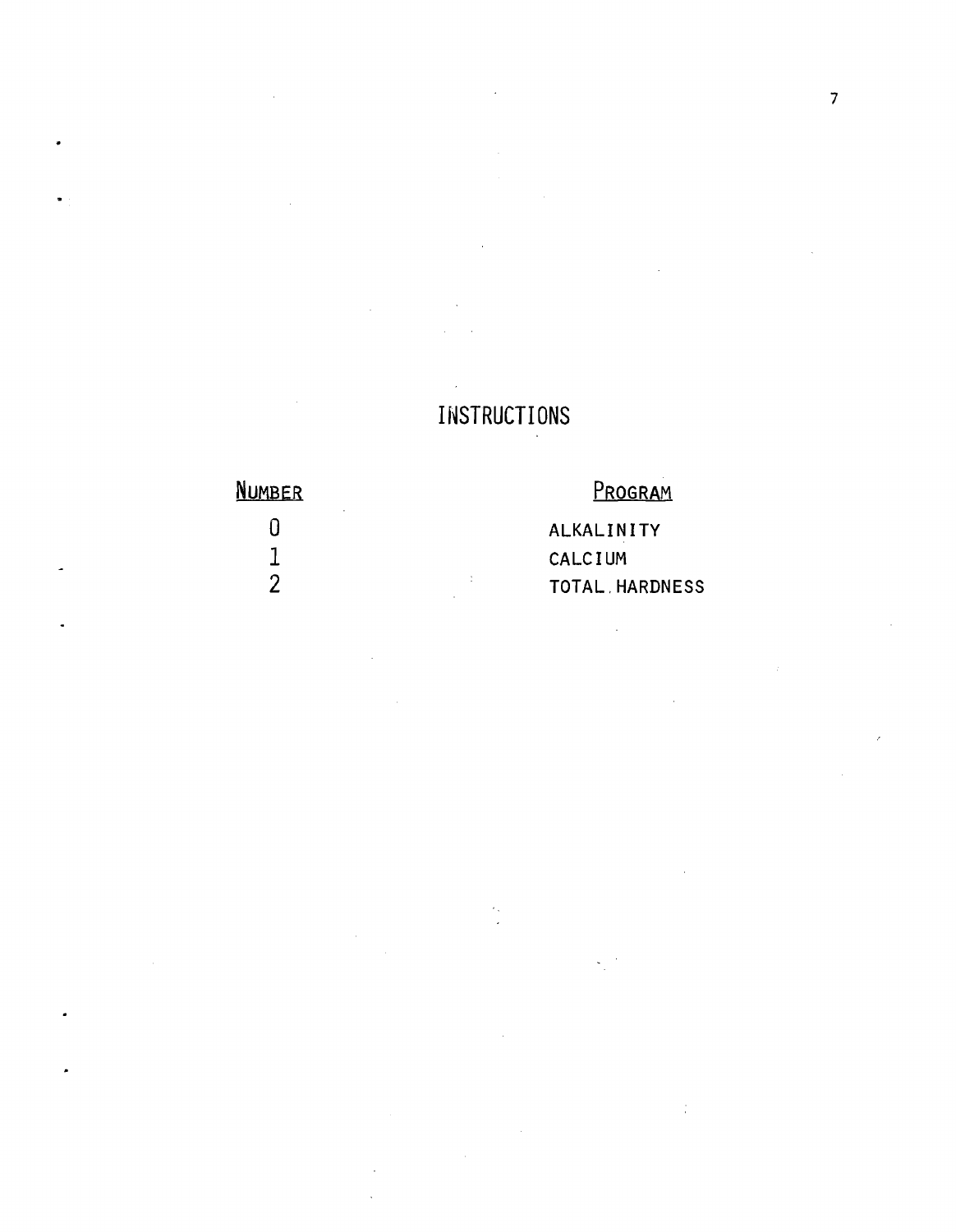# INSTRUCTIONS

| Number | Program |
| --- | --- |
| 0 | ALKALINITY |
| 1 | CALCIUM |
| 2 | TOTAL HARDNESS |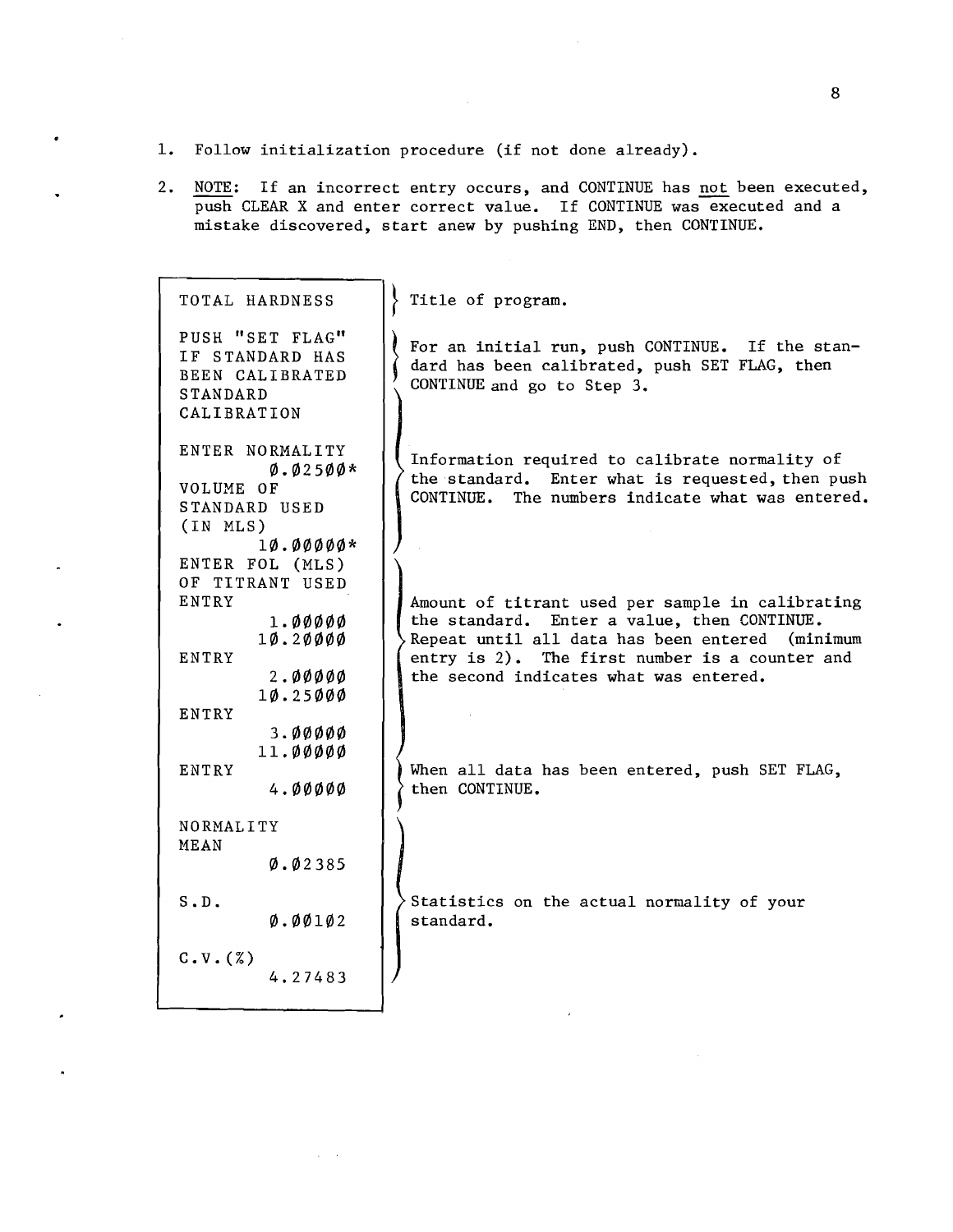1. Follow initialization procedure (if not done already).

2. NOTE: If an incorrect entry occurs, and CONTINUE has not been executed, push CLEAR X and enter correct value. If CONTINUE was executed and a mistake discovered, start anew by pushing END, then CONTINUE.

| Printout | Explanation |
|---|---|
| TOTAL HARDNESS | Title of program. |
| PUSH "SET FLAG" IF STANDARD HAS BEEN CALIBRATED<br>STANDARD CALIBRATION | For an initial run, push CONTINUE. If the standard has been calibrated, push SET FLAG, then CONTINUE and go to Step 3. |
| ENTER NORMALITY<br>0.02500*<br>VOLUME OF STANDARD USED (IN MLS)<br>10.00000* | Information required to calibrate normality of the standard. Enter what is requested, then push CONTINUE. The numbers indicate what was entered. |
| ENTER FOL (MLS) OF TITRANT USED<br>ENTRY<br>1.00000<br>10.20000<br>ENTRY<br>2.00000<br>10.25000<br>ENTRY<br>3.00000<br>11.00000 | Amount of titrant used per sample in calibrating the standard. Enter a value, then CONTINUE. Repeat until all data has been entered (minimum entry is 2). The first number is a counter and the second indicates what was entered. |
| ENTRY<br>4.00000 | When all data has been entered, push SET FLAG, then CONTINUE. |
| NORMALITY<br>MEAN<br>0.02385<br>S.D.<br>0.00102<br>C.V.(%)<br>4.27483 | Statistics on the actual normality of your standard. |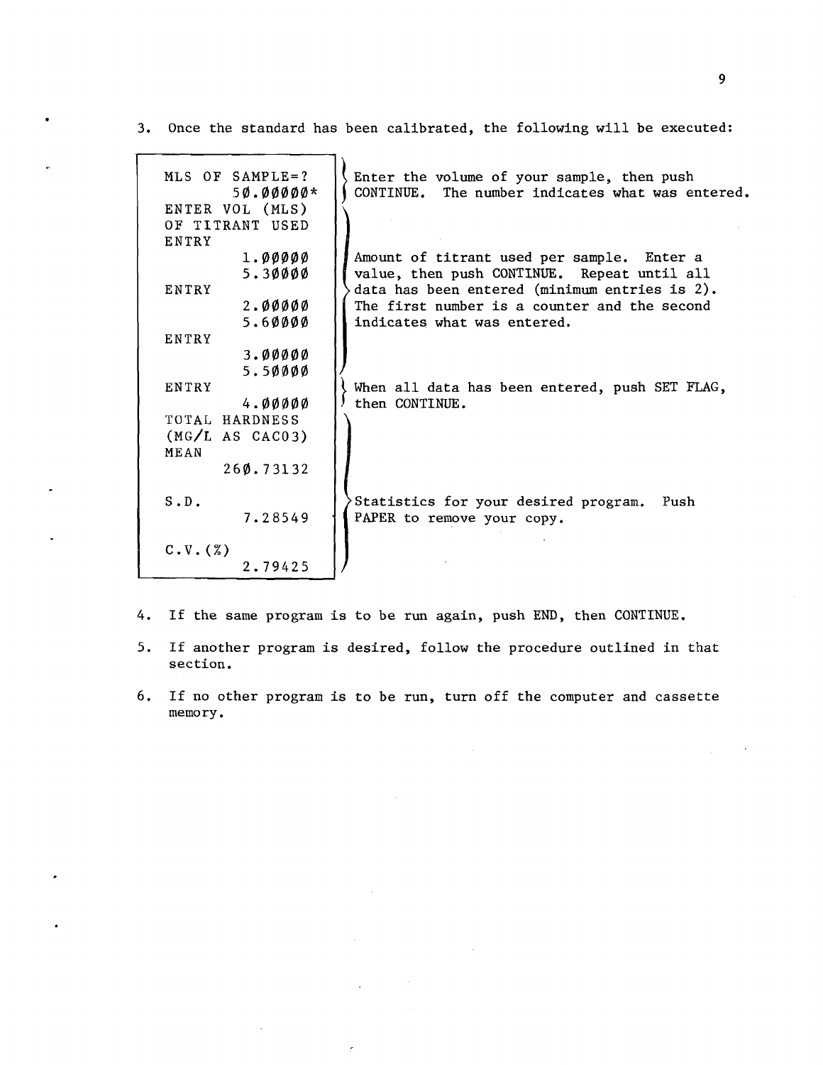3. Once the standard has been calibrated, the following will be executed:

```
MLS OF SAMPLE=?                Enter the volume of your sample, then push
        5Ø.ØØØØØ*              CONTINUE.  The number indicates what was entered.
ENTER VOL (MLS)
OF TITRANT USED
ENTRY
          1.ØØØØØ              Amount of titrant used per sample.  Enter a
          5.3ØØØØ              value, then push CONTINUE.  Repeat until all
ENTRY                          data has been entered (minimum entries is 2).
          2.ØØØØØ              The first number is a counter and the second
          5.6ØØØØ              indicates what was entered.
ENTRY
          3.ØØØØØ
          5.5ØØØØ
ENTRY                          When all data has been entered, push SET FLAG,
          4.ØØØØØ              then CONTINUE.
TOTAL HARDNESS
(MG/L AS CACO3)
MEAN
       26Ø.73132

S.D.                           Statistics for your desired program.  Push
          7.28549              PAPER to remove your copy.

C.V.(%)
          2.79425
```

4. If the same program is to be run again, push END, then CONTINUE.

5. If another program is desired, follow the procedure outlined in that section.

6. If no other program is to be run, turn off the computer and cassette memory.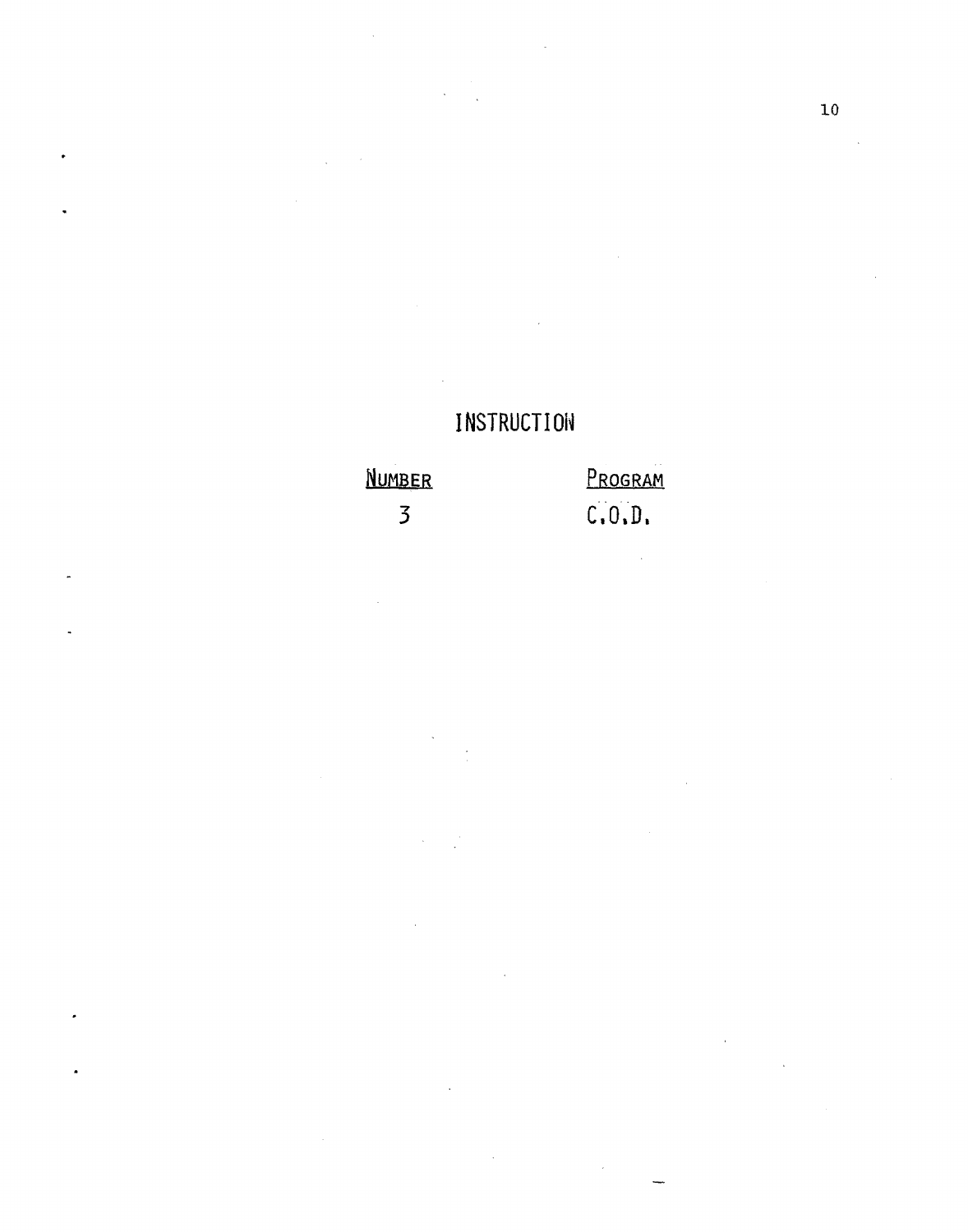# INSTRUCTION

| Number | Program |
|---|---|
| 3 | C.O.D. |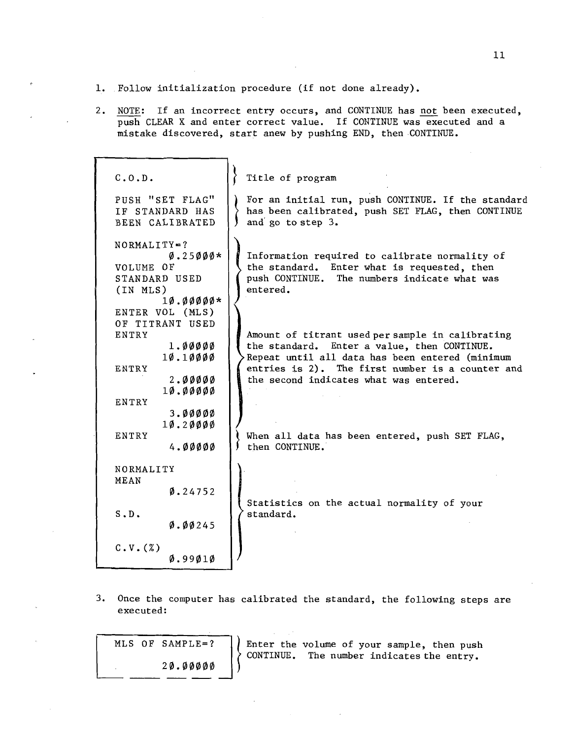1. Follow initialization procedure (if not done already).

2. NOTE: If an incorrect entry occurs, and CONTINUE has not been executed, push CLEAR X and enter correct value. If CONTINUE was executed and a mistake discovered, start anew by pushing END, then CONTINUE.

| Display | Explanation |
|---|---|
| C.O.D. | Title of program |
| PUSH "SET FLAG"<br>IF STANDARD HAS<br>BEEN CALIBRATED | For an initial run, push CONTINUE. If the standard has been calibrated, push SET FLAG, then CONTINUE and go to step 3. |
| NORMALITY=?<br>0.25000*<br>VOLUME OF<br>STANDARD USED<br>(IN MLS)<br>10.00000* | Information required to calibrate normality of the standard. Enter what is requested, then push CONTINUE. The numbers indicate what was entered. |
| ENTER VOL (MLS)<br>OF TITRANT USED<br>ENTRY<br>1.00000<br>10.10000<br>ENTRY<br>2.00000<br>10.00000<br>ENTRY<br>3.00000<br>10.20000 | Amount of titrant used per sample in calibrating the standard. Enter a value, then CONTINUE. Repeat until all data has been entered (minimum entries is 2). The first number is a counter and the second indicates what was entered. |
| ENTRY<br>4.00000 | When all data has been entered, push SET FLAG, then CONTINUE. |
| NORMALITY<br>MEAN<br>0.24752<br>S.D.<br>0.00245<br>C.V.(%)<br>0.99010 | Statistics on the actual normality of your standard. |

3. Once the computer has calibrated the standard, the following steps are executed:

| Display | Explanation |
|---|---|
| MLS OF SAMPLE=?<br>20.00000 | Enter the volume of your sample, then push CONTINUE. The number indicates the entry. |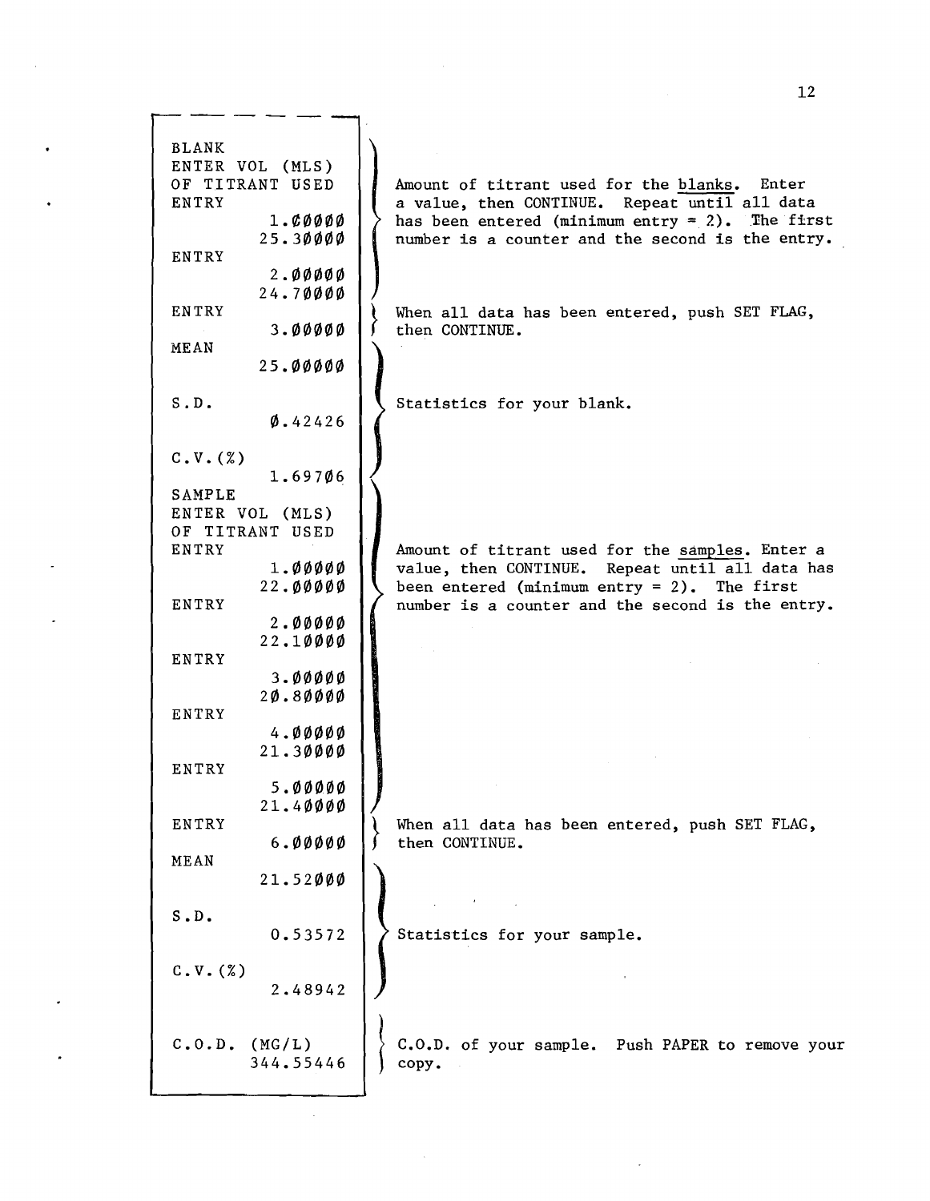| Printout | Explanation |
|---|---|
| BLANK<br>ENTER VOL (MLS)<br>OF TITRANT USED<br>ENTRY<br>1.00000<br>25.30000<br>ENTRY<br>2.00000<br>24.70000 | Amount of titrant used for the blanks. Enter a value, then CONTINUE. Repeat until all data has been entered (minimum entry = 2). The first number is a counter and the second is the entry. |
| ENTRY<br>3.00000 | When all data has been entered, push SET FLAG, then CONTINUE. |
| MEAN<br>25.00000<br>S.D.<br>0.42426<br>C.V.(%)<br>1.69706 | Statistics for your blank. |
| SAMPLE<br>ENTER VOL (MLS)<br>OF TITRANT USED<br>ENTRY<br>1.00000<br>22.00000<br>ENTRY<br>2.00000<br>22.10000<br>ENTRY<br>3.00000<br>20.80000<br>ENTRY<br>4.00000<br>21.30000<br>ENTRY<br>5.00000<br>21.40000 | Amount of titrant used for the samples. Enter a value, then CONTINUE. Repeat until all data has been entered (minimum entry = 2). The first number is a counter and the second is the entry. |
| ENTRY<br>6.00000 | When all data has been entered, push SET FLAG, then CONTINUE. |
| MEAN<br>21.52000<br>S.D.<br>0.53572<br>C.V.(%)<br>2.48942 | Statistics for your sample. |
| C.O.D. (MG/L)<br>344.55446 | C.O.D. of your sample. Push PAPER to remove your copy. |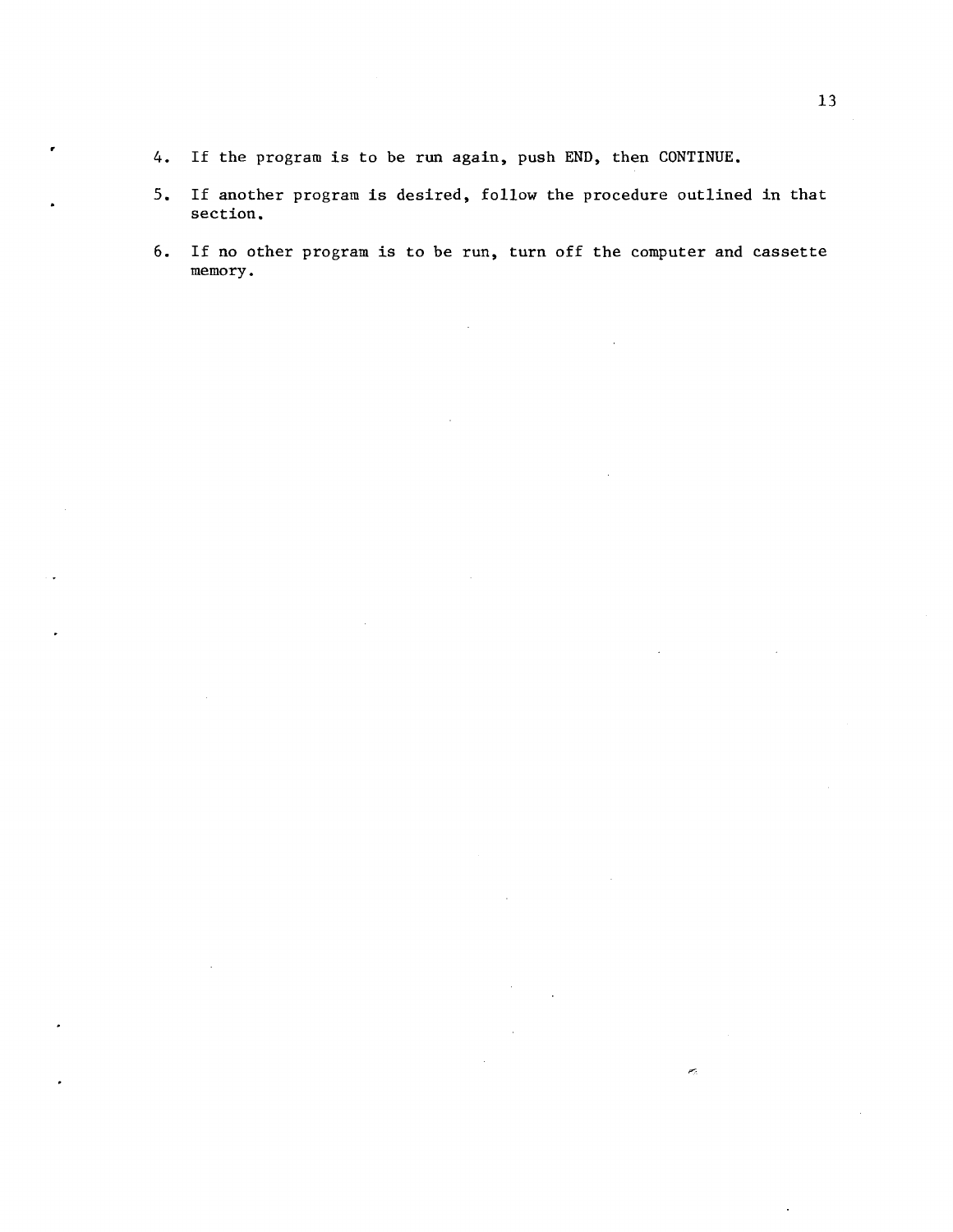4. If the program is to be run again, push END, then CONTINUE.

5. If another program is desired, follow the procedure outlined in that section.

6. If no other program is to be run, turn off the computer and cassette memory.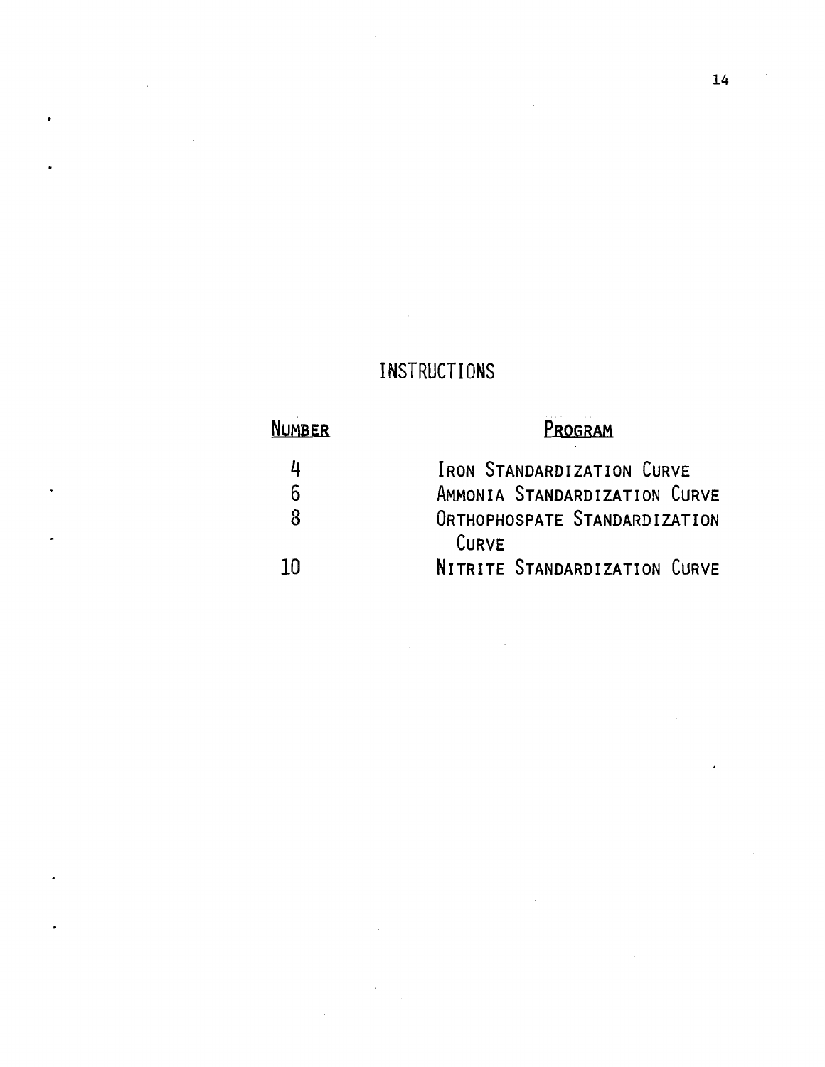# INSTRUCTIONS

| Number | Program |
|---|---|
| 4 | Iron Standardization Curve |
| 6 | Ammonia Standardization Curve |
| 8 | Orthophospate Standardization Curve |
| 10 | Nitrite Standardization Curve |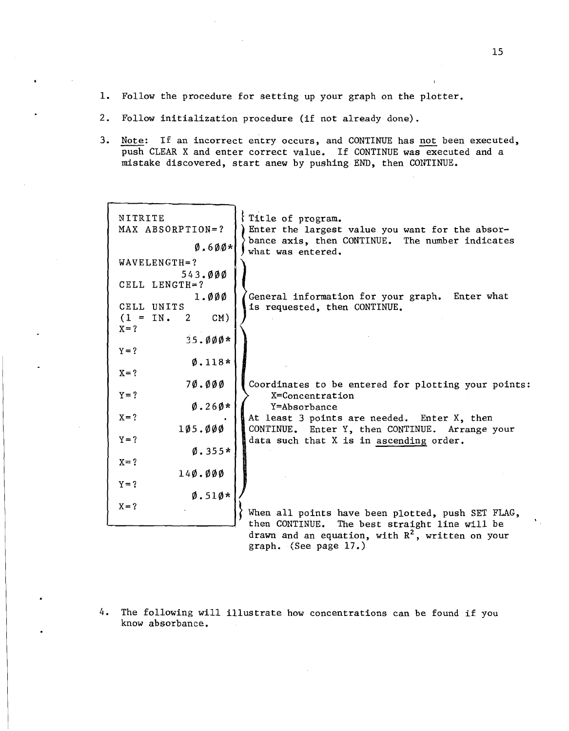1. Follow the procedure for setting up your graph on the plotter.

2. Follow initialization procedure (if not already done).

3. Note: If an incorrect entry occurs, and CONTINUE has not been executed, push CLEAR X and enter correct value. If CONTINUE was executed and a mistake discovered, start anew by pushing END, then CONTINUE.

```
NITRITE
MAX ABSORPTION=?
               Ø.6ØØ*
WAVELENGTH=?
             543.ØØØ
CELL LENGTH=?
               1.ØØØ
CELL UNITS
(1 = IN.  2   CM)
X=?
              35.ØØØ*
Y=?
               Ø.118*
X=?
              7Ø.ØØØ
Y=?
               Ø.26Ø*
X=?
             1Ø5.ØØØ
Y=?
               Ø.355*
X=?
             14Ø.ØØØ
Y=?
               Ø.51Ø*
X=?
```

- NITRITE: Title of program.
- MAX ABSORPTION=? / Ø.6ØØ*: Enter the largest value you want for the absorbance axis, then CONTINUE. The number indicates what was entered.
- WAVELENGTH=? through CELL UNITS (1 = IN. 2 CM): General information for your graph. Enter what is requested, then CONTINUE.
- X=? / Y=? entries: Coordinates to be entered for plotting your points:
  - X=Concentration
  - Y=Absorbance

  At least 3 points are needed. Enter X, then CONTINUE. Enter Y, then CONTINUE. Arrange your data such that X is in ascending order.
- Final X=?: When all points have been plotted, push SET FLAG, then CONTINUE. The best straight line will be drawn and an equation, with $R^2$, written on your graph. (See page 17.)

4. The following will illustrate how concentrations can be found if you know absorbance.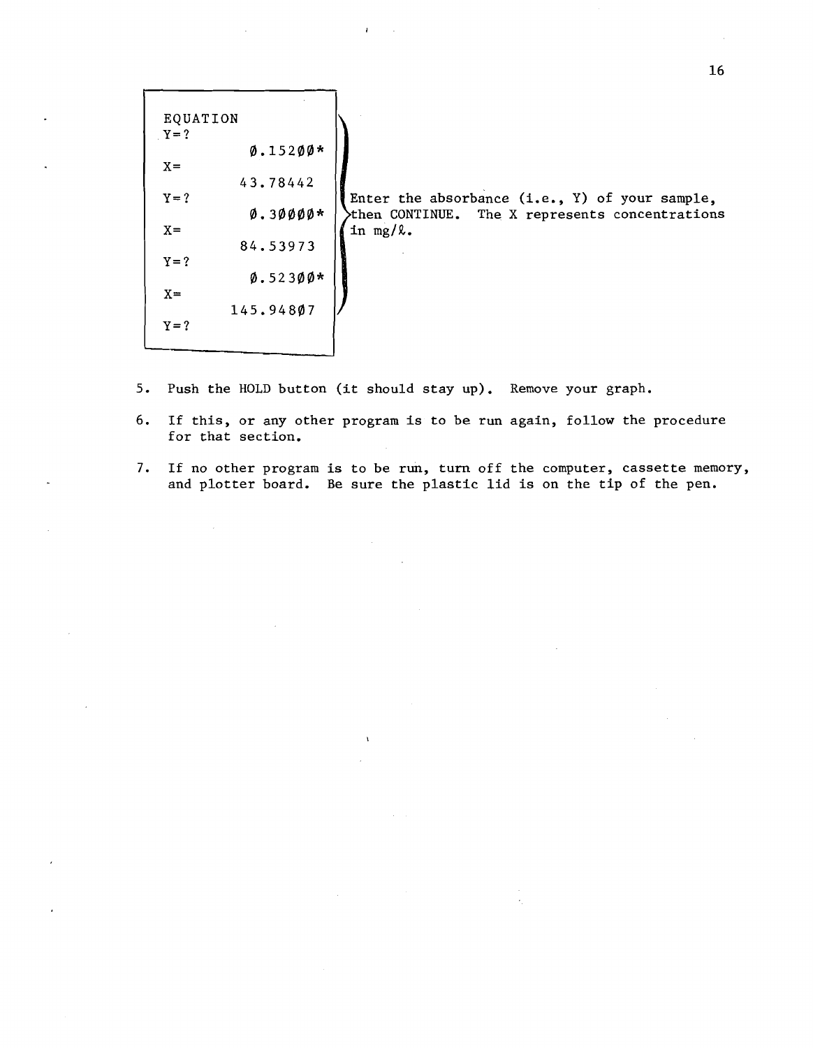```
EQUATION
Y=?
          0.15200*
X=
          43.78442
Y=?
          0.30000*
X=
          84.53973
Y=?
          0.52300*
X=
         145.94807
Y=?
```

Enter the absorbance (i.e., Y) of your sample, then CONTINUE. The X represents concentrations in mg/ℓ.

5. Push the HOLD button (it should stay up). Remove your graph.

6. If this, or any other program is to be run again, follow the procedure for that section.

7. If no other program is to be run, turn off the computer, cassette memory, and plotter board. Be sure the plastic lid is on the tip of the pen.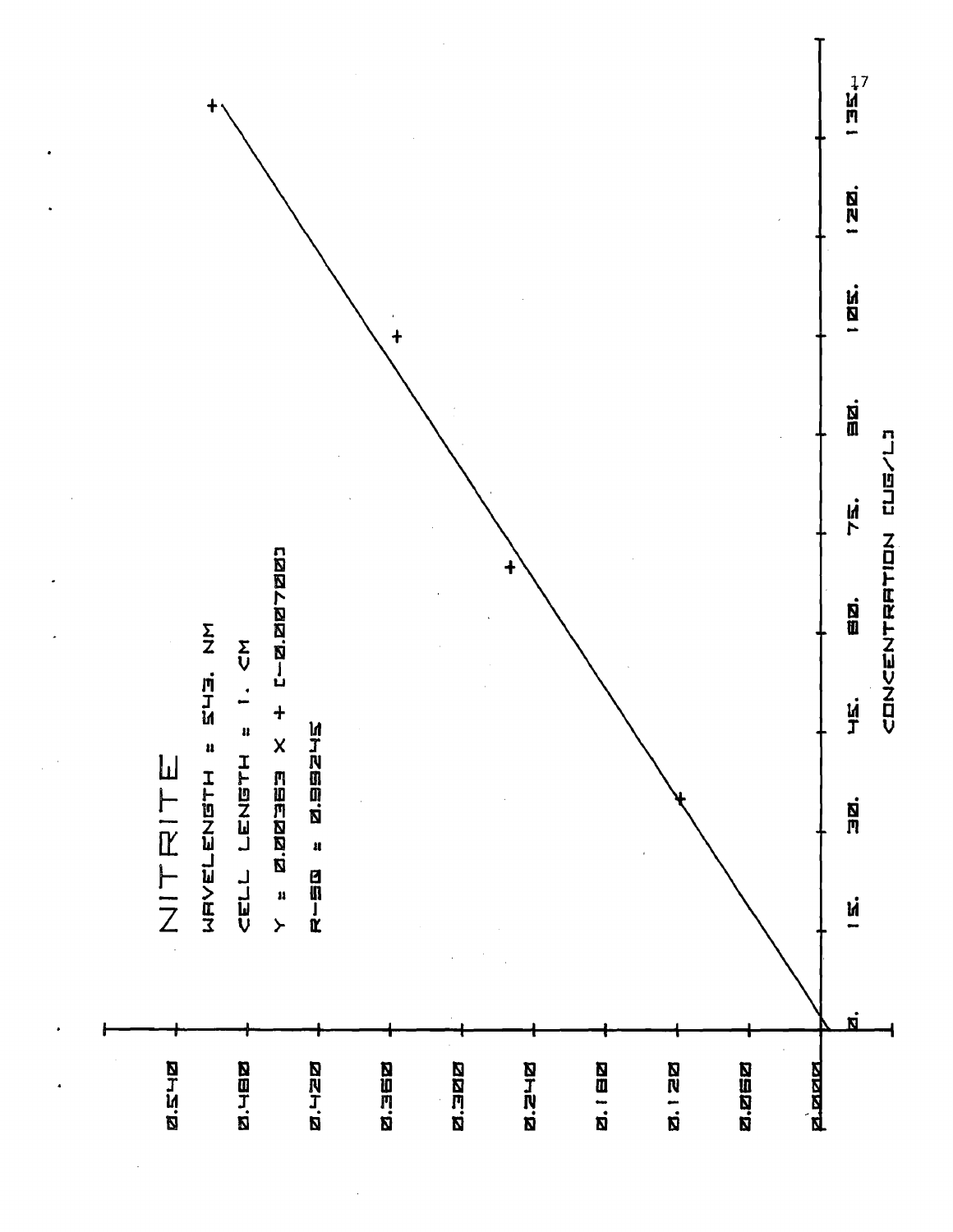# NITRITE

WAVELENGTH = 543. NM

CELL LENGTH = 1. CM

Y = 0.00363 X + (-0.007000)

R-SQ = 0.99245

| Absorbance |
|---|
| 0.540 |
| 0.480 |
| 0.420 |
| 0.360 |
| 0.300 |
| 0.240 |
| 0.180 |
| 0.120 |
| 0.060 |
| 0.000 |

CONCENTRATION (UG/L): 0. 15. 30. 45. 60. 75. 90. 105. 120. 135.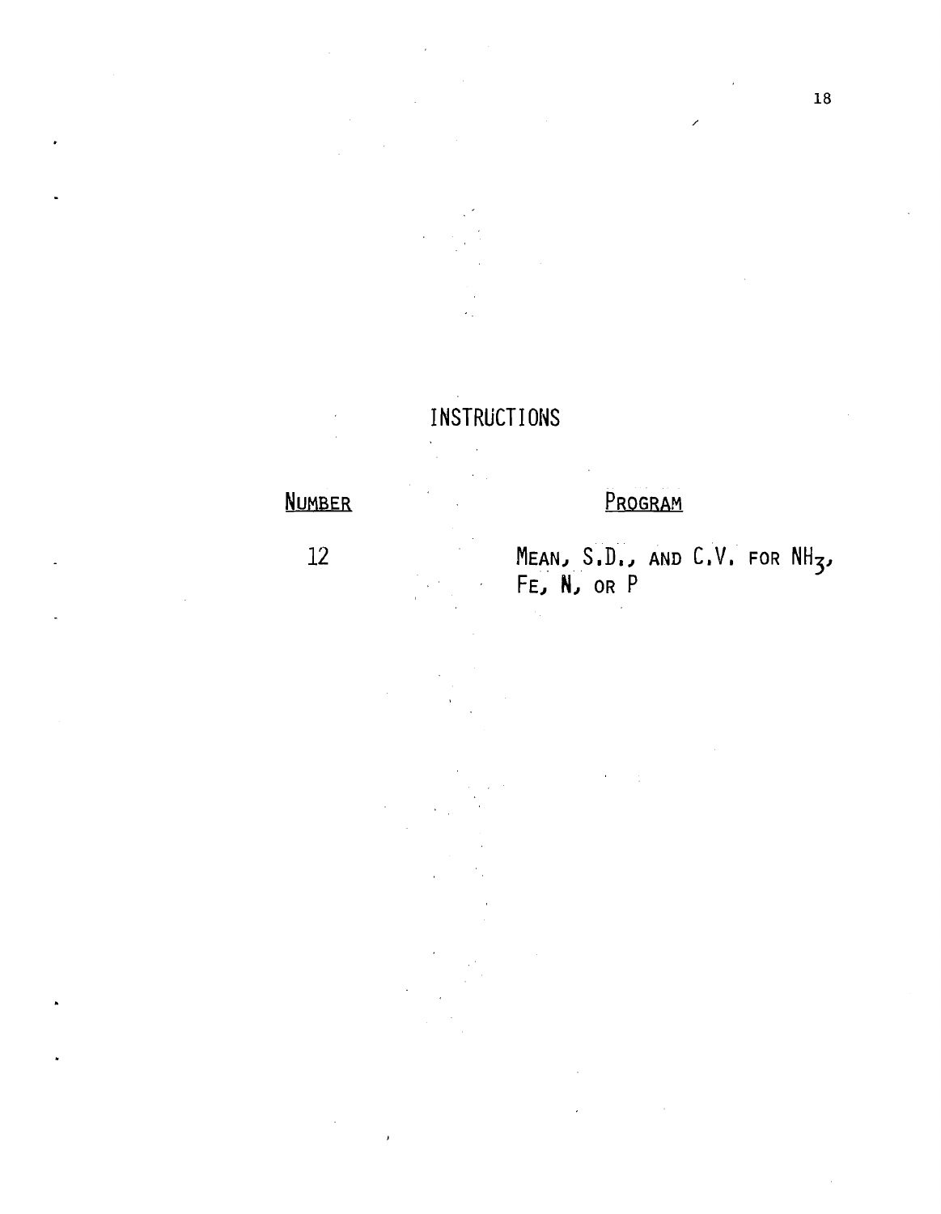# INSTRUCTIONS

| NUMBER | PROGRAM |
| --- | --- |
| 12 | MEAN, S.D., AND C.V. FOR $NH_3$, FE, N, OR P |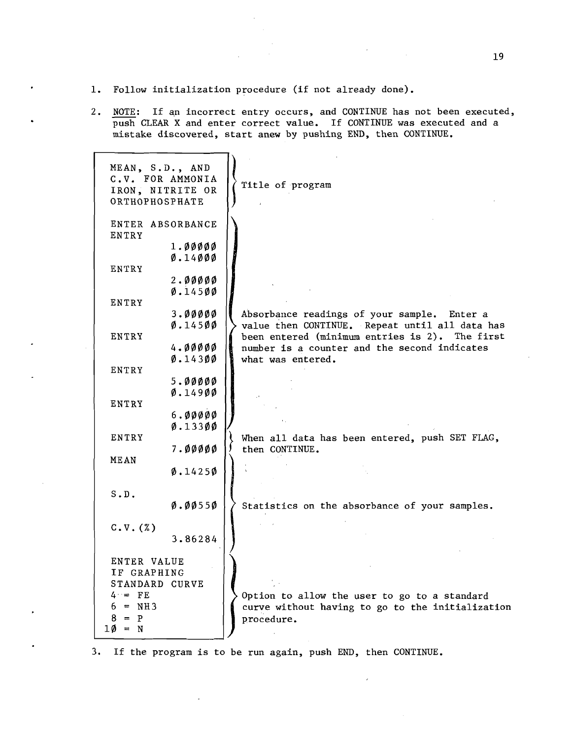1. Follow initialization procedure (if not already done).

2. NOTE: If an incorrect entry occurs, and CONTINUE has not been executed, push CLEAR X and enter correct value. If CONTINUE was executed and a mistake discovered, start anew by pushing END, then CONTINUE.

| Printout | Explanation |
|---|---|
| MEAN, S.D., AND<br>C.V. FOR AMMONIA<br>IRON, NITRITE OR<br>ORTHOPHOSPHATE | Title of program |
| ENTER ABSORBANCE<br>ENTRY<br>1.00000<br>0.14000<br>ENTRY<br>2.00000<br>0.14500<br>ENTRY<br>3.00000<br>0.14500<br>ENTRY<br>4.00000<br>0.14300<br>ENTRY<br>5.00000<br>0.14900<br>ENTRY<br>6.00000<br>0.13300 | Absorbance readings of your sample. Enter a value then CONTINUE. Repeat until all data has been entered (minimum entries is 2). The first number is a counter and the second indicates what was entered. |
| ENTRY<br>7.00000 | When all data has been entered, push SET FLAG, then CONTINUE. |
| MEAN<br>0.14250<br>S.D.<br>0.00550<br>C.V.(%)<br>3.86284 | Statistics on the absorbance of your samples. |
| ENTER VALUE<br>IF GRAPHING<br>STANDARD CURVE<br>4 = FE<br>6 = NH3<br>8 = P<br>10 = N | Option to allow the user to go to a standard curve without having to go to the initialization procedure. |

3. If the program is to be run again, push END, then CONTINUE.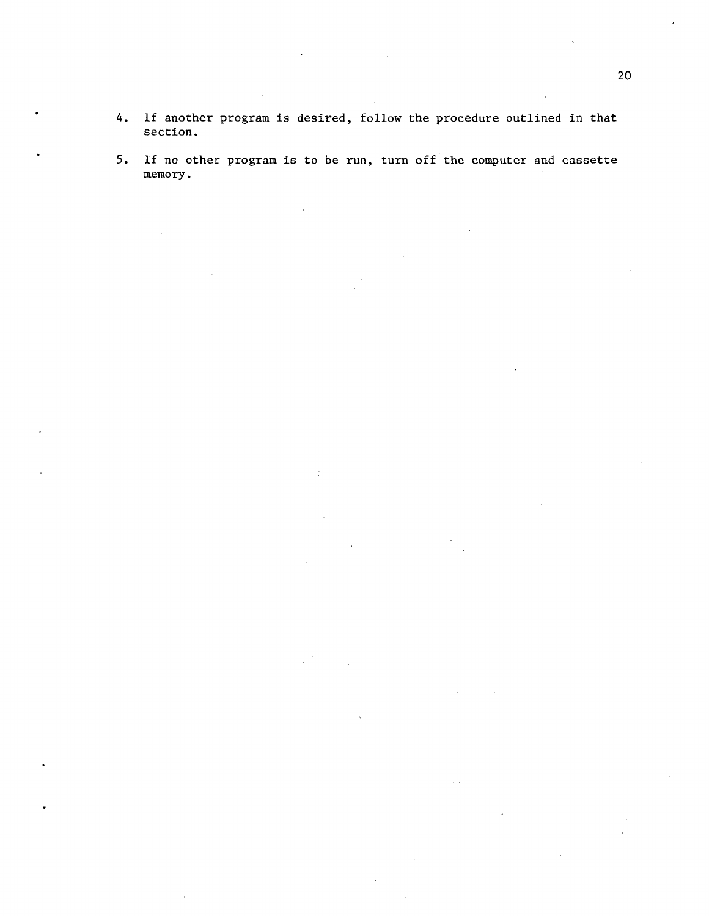4. If another program is desired, follow the procedure outlined in that section.

5. If no other program is to be run, turn off the computer and cassette memory.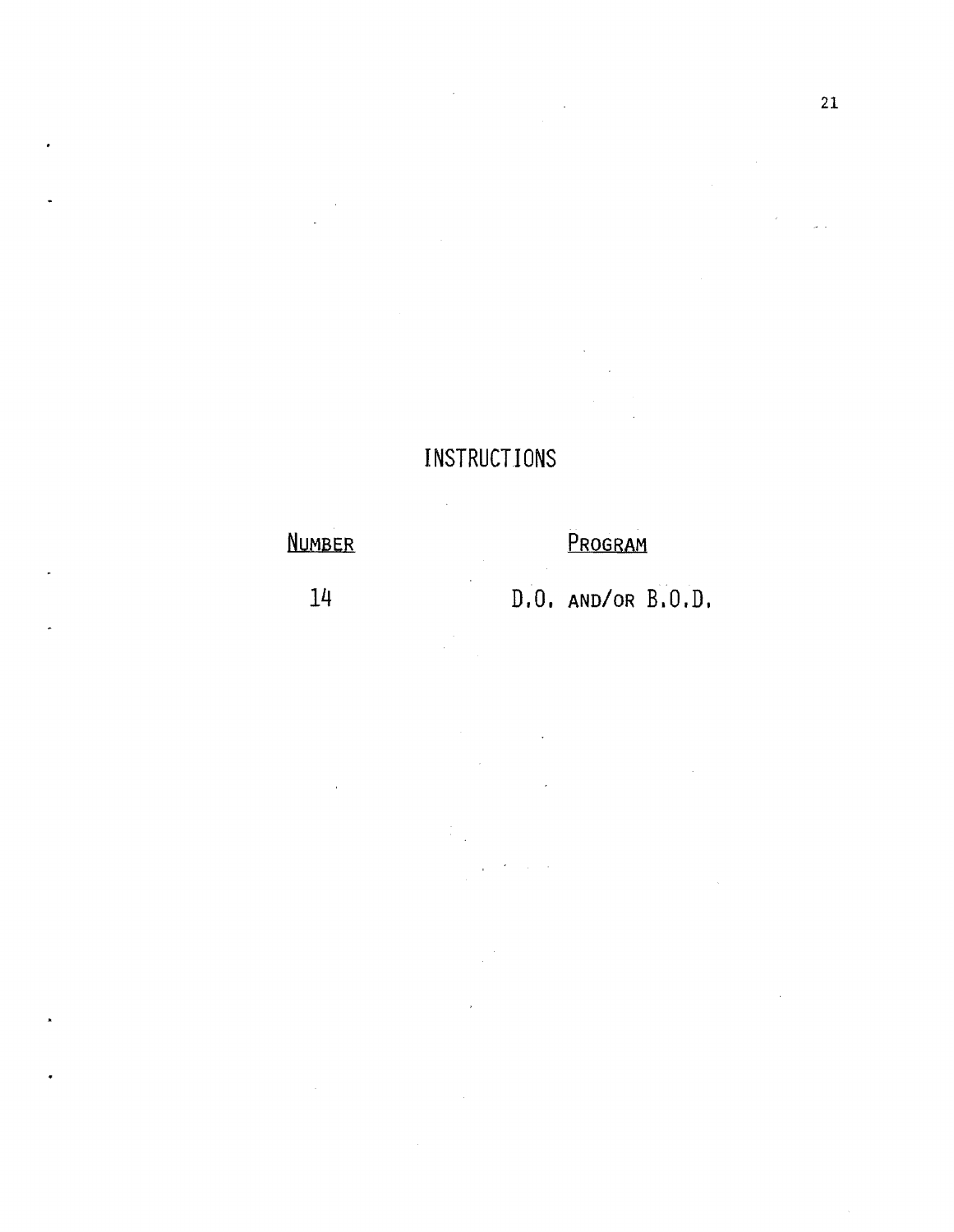# INSTRUCTIONS

| NUMBER | PROGRAM |
|---|---|
| 14 | D.O. AND/OR B.O.D. |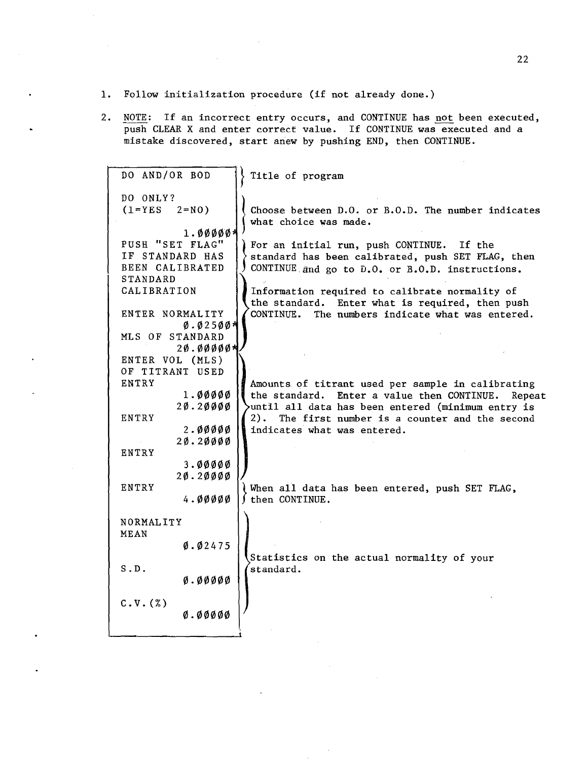1. Follow initialization procedure (if not already done.)

2. NOTE: If an incorrect entry occurs, and CONTINUE has not been executed, push CLEAR X and enter correct value. If CONTINUE was executed and a mistake discovered, start anew by pushing END, then CONTINUE.

| Printout | Explanation |
|---|---|
| DO AND/OR BOD | Title of program |
| DO ONLY?<br>(1=YES 2=NO)<br>1.00000* | Choose between D.O. or B.O.D. The number indicates what choice was made. |
| PUSH "SET FLAG"<br>IF STANDARD HAS<br>BEEN CALIBRATED | For an initial run, push CONTINUE. If the standard has been calibrated, push SET FLAG, then CONTINUE and go to D.O. or B.O.D. instructions. |
| STANDARD<br>CALIBRATION<br><br>ENTER NORMALITY<br>0.02500*<br>MLS OF STANDARD<br>20.00000* | Information required to calibrate normality of the standard. Enter what is required, then push CONTINUE. The numbers indicate what was entered. |
| ENTER VOL (MLS)<br>OF TITRANT USED<br>ENTRY<br>1.00000<br>20.20000<br>ENTRY<br>2.00000<br>20.20000<br>ENTRY<br>3.00000<br>20.20000 | Amounts of titrant used per sample in calibrating the standard. Enter a value then CONTINUE. Repeat until all data has been entered (minimum entry is 2). The first number is a counter and the second indicates what was entered. |
| ENTRY<br>4.00000 | When all data has been entered, push SET FLAG, then CONTINUE. |
| NORMALITY<br>MEAN<br>0.02475<br><br>S.D.<br>0.00000<br><br>C.V.(%)<br>0.00000 | Statistics on the actual normality of your standard. |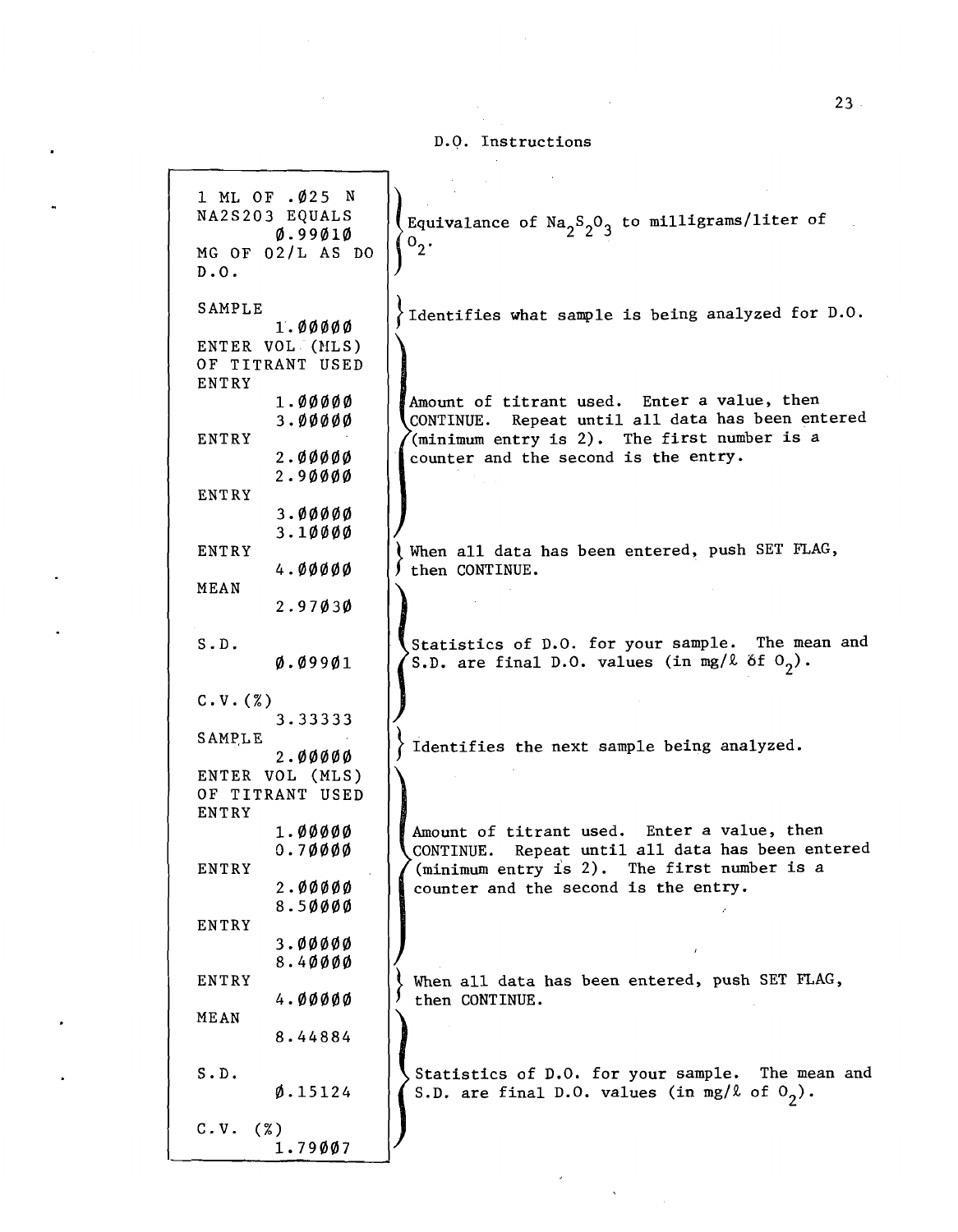D.O. Instructions

| Printout | Explanation |
|---|---|
| 1 ML OF .025 N<br>NA2S2O3 EQUALS<br>0.99010<br>MG OF O2/L AS DO<br>D.O. | Equivalance of $Na_2S_2O_3$ to milligrams/liter of $O_2$. |
| SAMPLE<br>1.00000 | Identifies what sample is being analyzed for D.O. |
| ENTER VOL (MLS)<br>OF TITRANT USED<br>ENTRY<br>1.00000<br>3.00000<br>ENTRY<br>2.00000<br>2.90000<br>ENTRY<br>3.00000<br>3.10000 | Amount of titrant used. Enter a value, then CONTINUE. Repeat until all data has been entered (minimum entry is 2). The first number is a counter and the second is the entry. |
| ENTRY<br>4.00000 | When all data has been entered, push SET FLAG, then CONTINUE. |
| MEAN<br>2.97030<br>S.D.<br>0.09901<br>C.V.(%)<br>3.33333 | Statistics of D.O. for your sample. The mean and S.D. are final D.O. values (in mg/ℓ of $O_2$). |
| SAMPLE<br>2.00000 | Identifies the next sample being analyzed. |
| ENTER VOL (MLS)<br>OF TITRANT USED<br>ENTRY<br>1.00000<br>0.70000<br>ENTRY<br>2.00000<br>8.50000<br>ENTRY<br>3.00000<br>8.40000 | Amount of titrant used. Enter a value, then CONTINUE. Repeat until all data has been entered (minimum entry is 2). The first number is a counter and the second is the entry. |
| ENTRY<br>4.00000 | When all data has been entered, push SET FLAG, then CONTINUE. |
| MEAN<br>8.44884<br>S.D.<br>0.15124<br>C.V. (%)<br>1.79007 | Statistics of D.O. for your sample. The mean and S.D. are final D.O. values (in mg/ℓ of $O_2$). |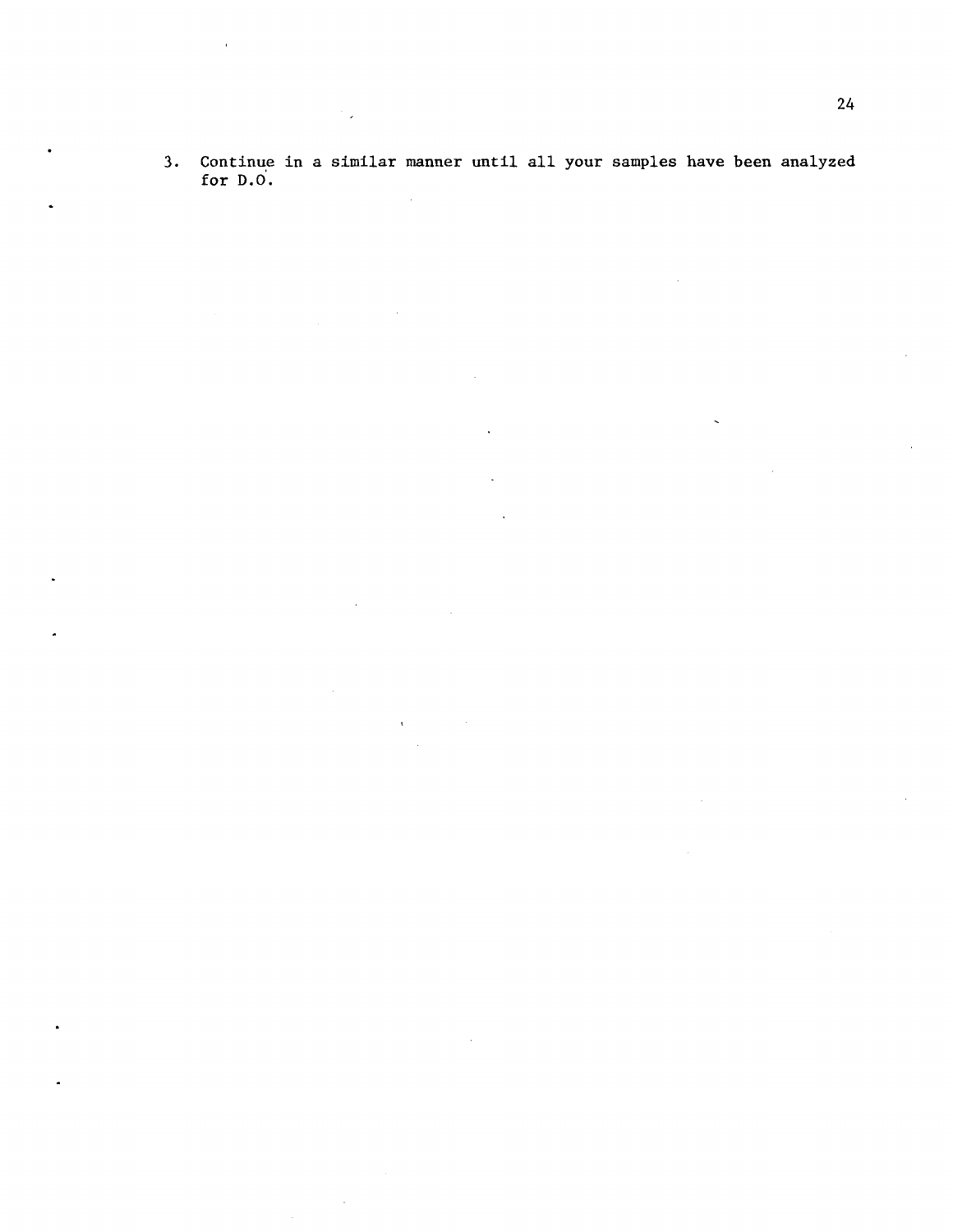3. Continue in a similar manner until all your samples have been analyzed for D.O.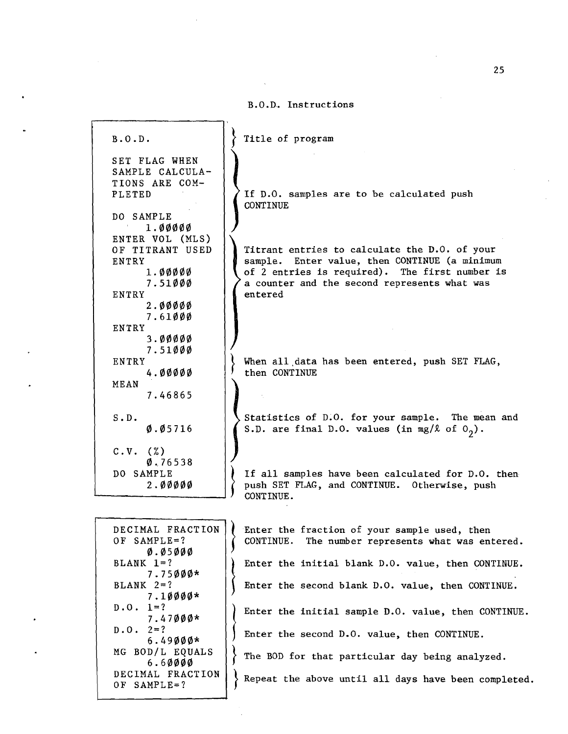B.O.D. Instructions

| Printout | Instructions |
|---|---|
| B.O.D. | Title of program |
| SET FLAG WHEN SAMPLE CALCULATIONS ARE COMPLETED<br><br>DO SAMPLE<br>1.00000 | If D.O. samples are to be calculated push CONTINUE |
| ENTER VOL (MLS) OF TITRANT USED<br>ENTRY<br>1.00000<br>7.51000<br>ENTRY<br>2.00000<br>7.61000<br>ENTRY<br>3.00000<br>7.51000 | Titrant entries to calculate the D.O. of your sample. Enter value, then CONTINUE (a minimum of 2 entries is required). The first number is a counter and the second represents what was entered |
| ENTRY<br>4.00000 | When all data has been entered, push SET FLAG, then CONTINUE |
| MEAN<br>7.46865<br><br>S.D.<br>0.05716<br><br>C.V. (%)<br>0.76538 | Statistics of D.O. for your sample. The mean and S.D. are final D.O. values (in mg/ℓ of $O_2$). |
| DO SAMPLE<br>2.00000 | If all samples have been calculated for D.O. then push SET FLAG, and CONTINUE. Otherwise, push CONTINUE. |

| Printout | Instructions |
|---|---|
| DECIMAL FRACTION OF SAMPLE=?<br>0.05000 | Enter the fraction of your sample used, then CONTINUE. The number represents what was entered. |
| BLANK 1=?<br>7.75000* | Enter the initial blank D.O. value, then CONTINUE. |
| BLANK 2=?<br>7.10000* | Enter the second blank D.O. value, then CONTINUE. |
| D.O. 1=?<br>7.47000* | Enter the initial sample D.O. value, then CONTINUE. |
| D.O. 2=?<br>6.49000* | Enter the second D.O. value, then CONTINUE. |
| MG BOD/L EQUALS<br>6.60000 | The BOD for that particular day being analyzed. |
| DECIMAL FRACTION OF SAMPLE=? | Repeat the above until all days have been completed. |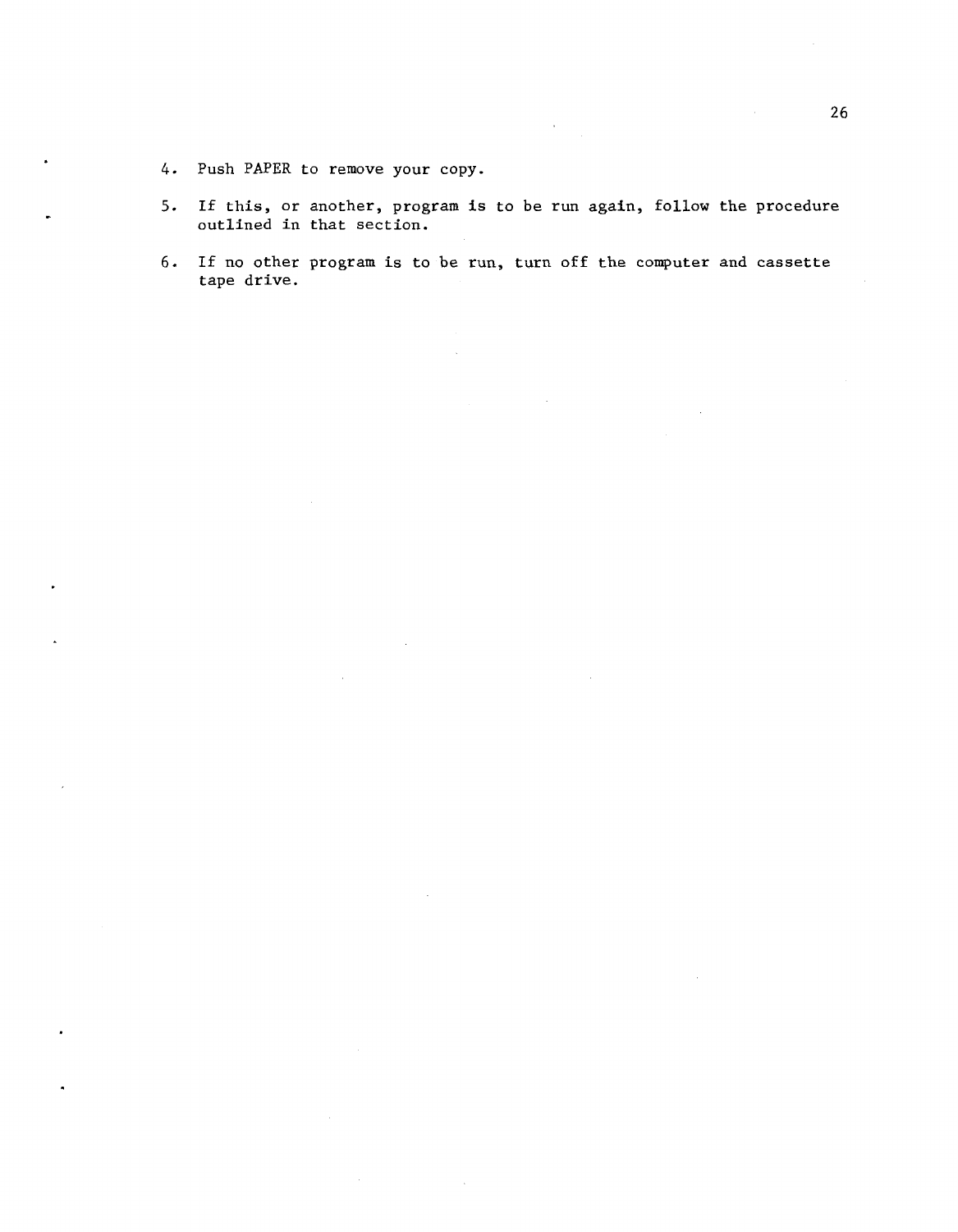4. Push PAPER to remove your copy.

5. If this, or another, program is to be run again, follow the procedure outlined in that section.

6. If no other program is to be run, turn off the computer and cassette tape drive.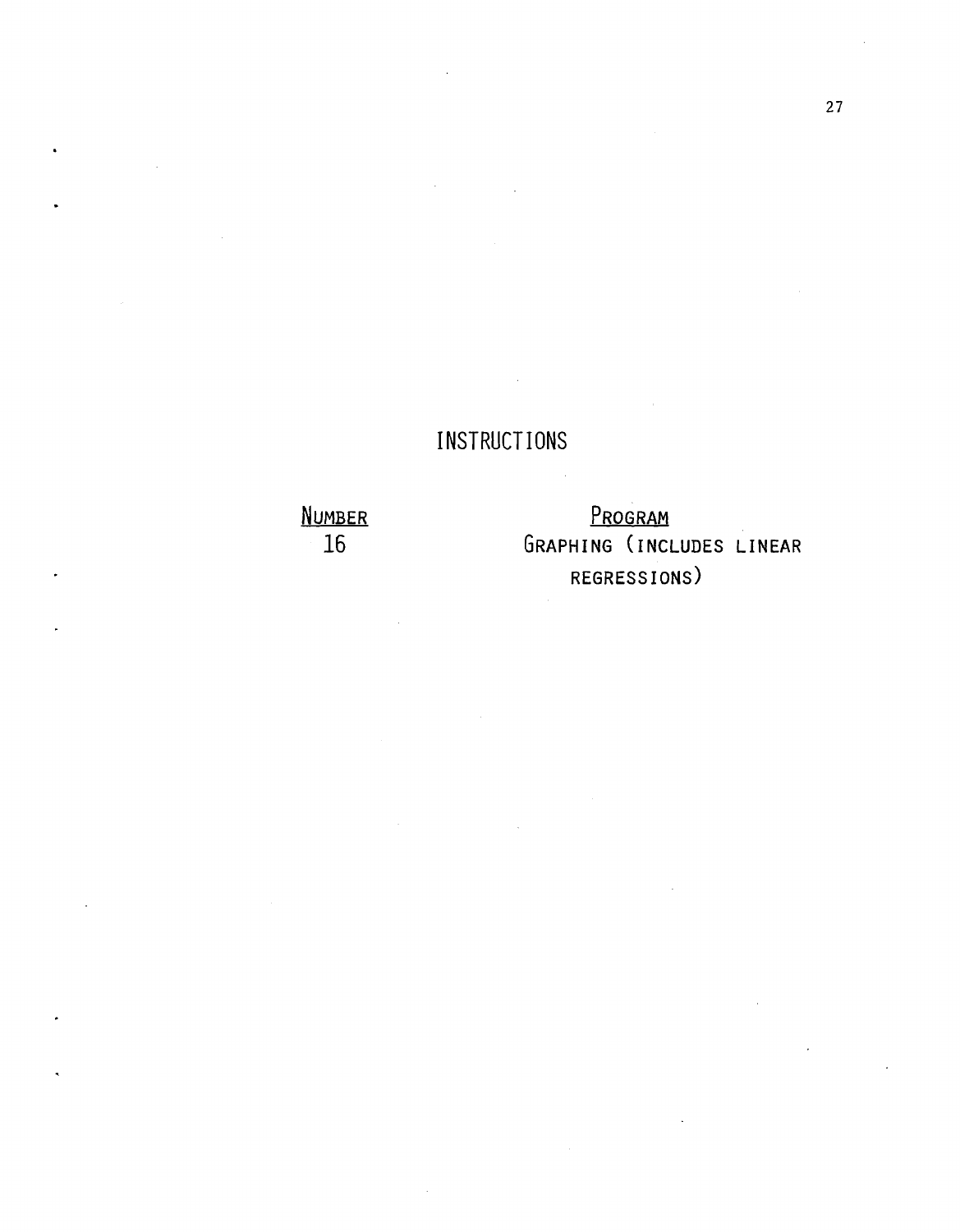# INSTRUCTIONS

| Number | Program |
| --- | --- |
| 16 | Graphing (includes linear regressions) |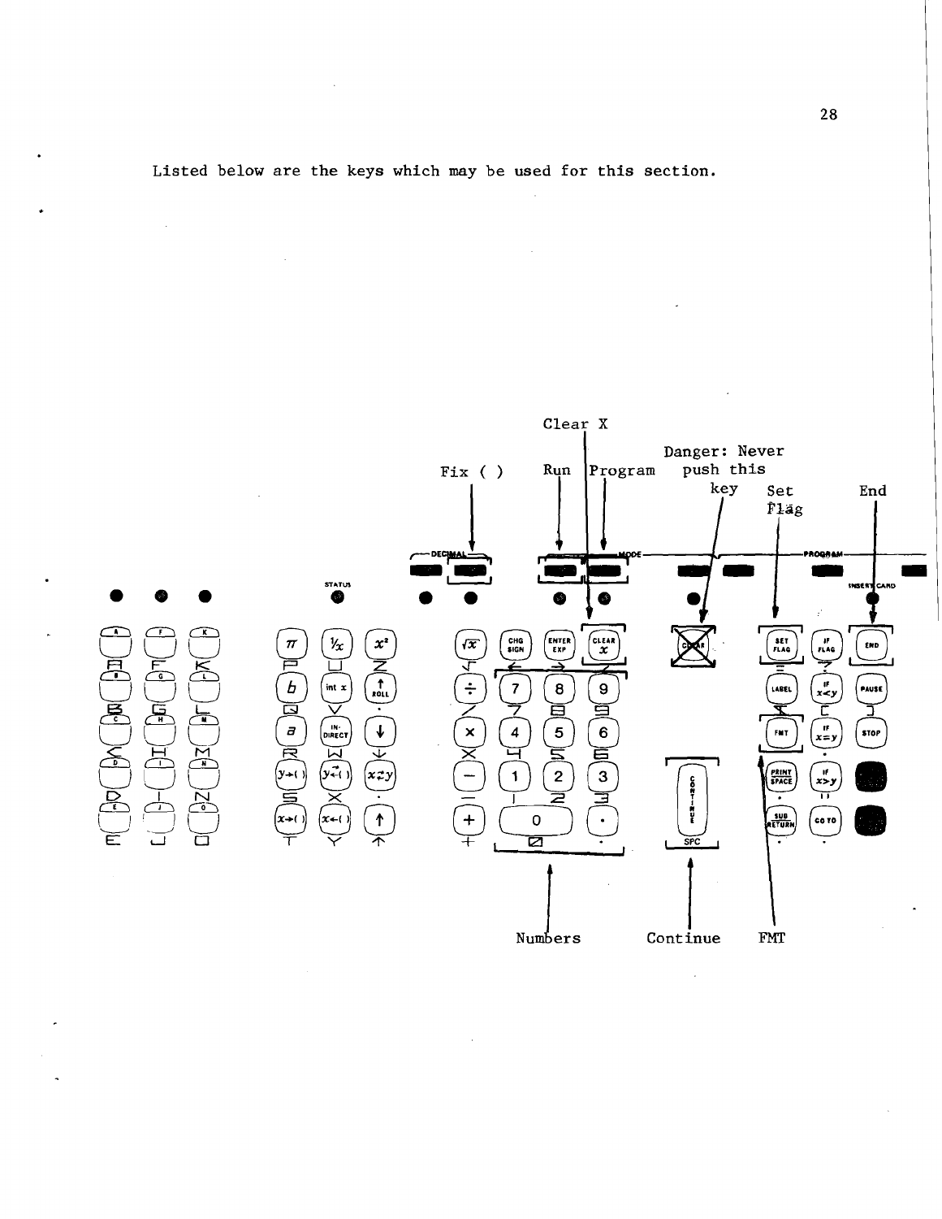Listed below are the keys which may be used for this section.

Clear X

Fix ( ) Run Program

Danger: Never push this key

Set Flag

End

Numbers Continue FMT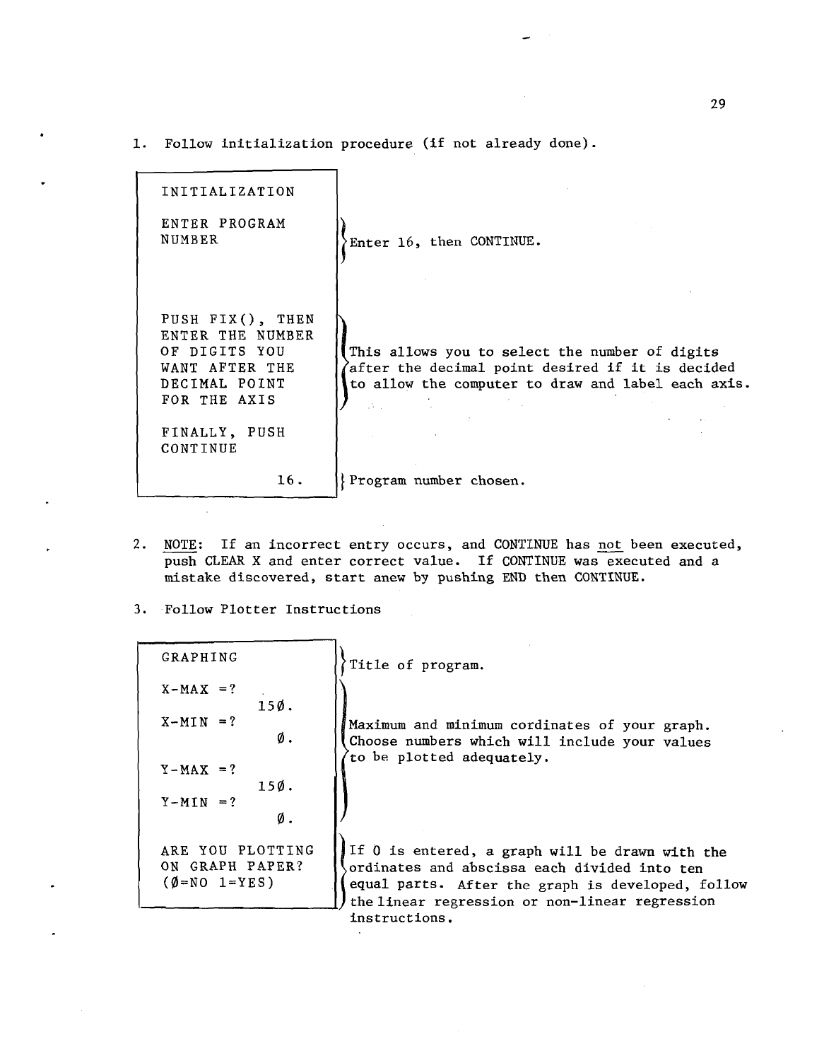1. Follow initialization procedure (if not already done).

| Display | Explanation |
|---|---|
| INITIALIZATION | |
| ENTER PROGRAM NUMBER | Enter 16, then CONTINUE. |
| PUSH FIX(), THEN ENTER THE NUMBER OF DIGITS YOU WANT AFTER THE DECIMAL POINT FOR THE AXIS | This allows you to select the number of digits after the decimal point desired if it is decided to allow the computer to draw and label each axis. |
| FINALLY, PUSH CONTINUE | |
| 16. | Program number chosen. |

2. <u>NOTE</u>: If an incorrect entry occurs, and CONTINUE has <u>not</u> been executed, push CLEAR X and enter correct value. If CONTINUE was executed and a mistake discovered, start anew by pushing END then CONTINUE.

3. Follow Plotter Instructions

| Display | Explanation |
|---|---|
| GRAPHING | Title of program. |
| X-MAX =? 150. | Maximum and minimum cordinates of your graph. Choose numbers which will include your values to be plotted adequately. |
| X-MIN =? 0. | |
| Y-MAX =? 150. | |
| Y-MIN =? 0. | |
| ARE YOU PLOTTING ON GRAPH PAPER? (0=NO 1=YES) | If 0 is entered, a graph will be drawn with the ordinates and abscissa each divided into ten equal parts. After the graph is developed, follow the linear regression or non-linear regression instructions. |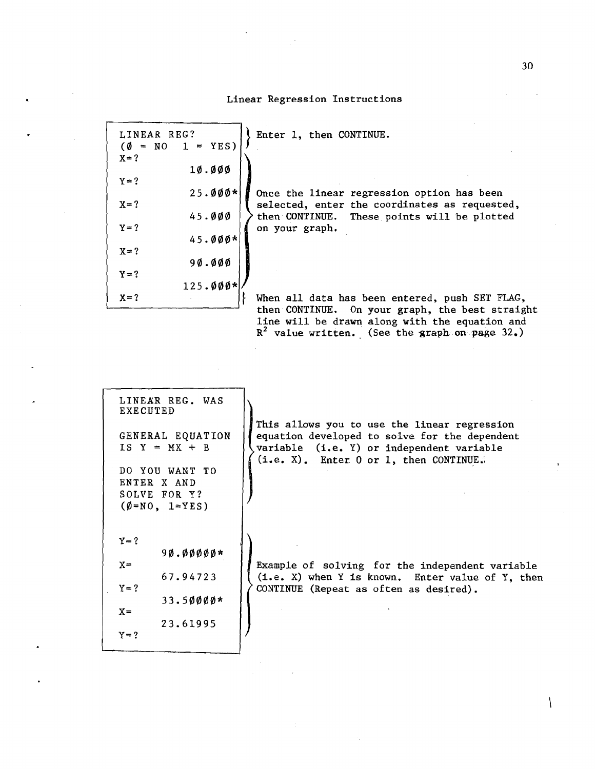# Linear Regression Instructions

```
LINEAR REG?
(Ø = NO   1 = YES)
```

Enter 1, then CONTINUE.

```
X=?
          1Ø.ØØØ
Y=?
          25.ØØØ*
X=?
          45.ØØØ
Y=?
          45.ØØØ*
X=?
          9Ø.ØØØ
Y=?
         125.ØØØ*
```

Once the linear regression option has been selected, enter the coordinates as requested, then CONTINUE. These points will be plotted on your graph.

```
X=?
```

When all data has been entered, push SET FLAG, then CONTINUE. On your graph, the best straight line will be drawn along with the equation and $R^2$ value written. (See the graph on page 32.)

```
LINEAR REG. WAS
EXECUTED

GENERAL EQUATION
IS Y = MX + B

DO YOU WANT TO
ENTER X AND
SOLVE FOR Y?
(Ø=NO, 1=YES)
```

This allows you to use the linear regression equation developed to solve for the dependent variable (i.e. Y) or independent variable (i.e. X). Enter 0 or 1, then CONTINUE.

```
Y=?
       9Ø.ØØØØØ*
X=
       67.94723
Y=?
       33.5ØØØØ*
X=
       23.61995
Y=?
```

Example of solving for the independent variable (i.e. X) when Y is known. Enter value of Y, then CONTINUE (Repeat as often as desired).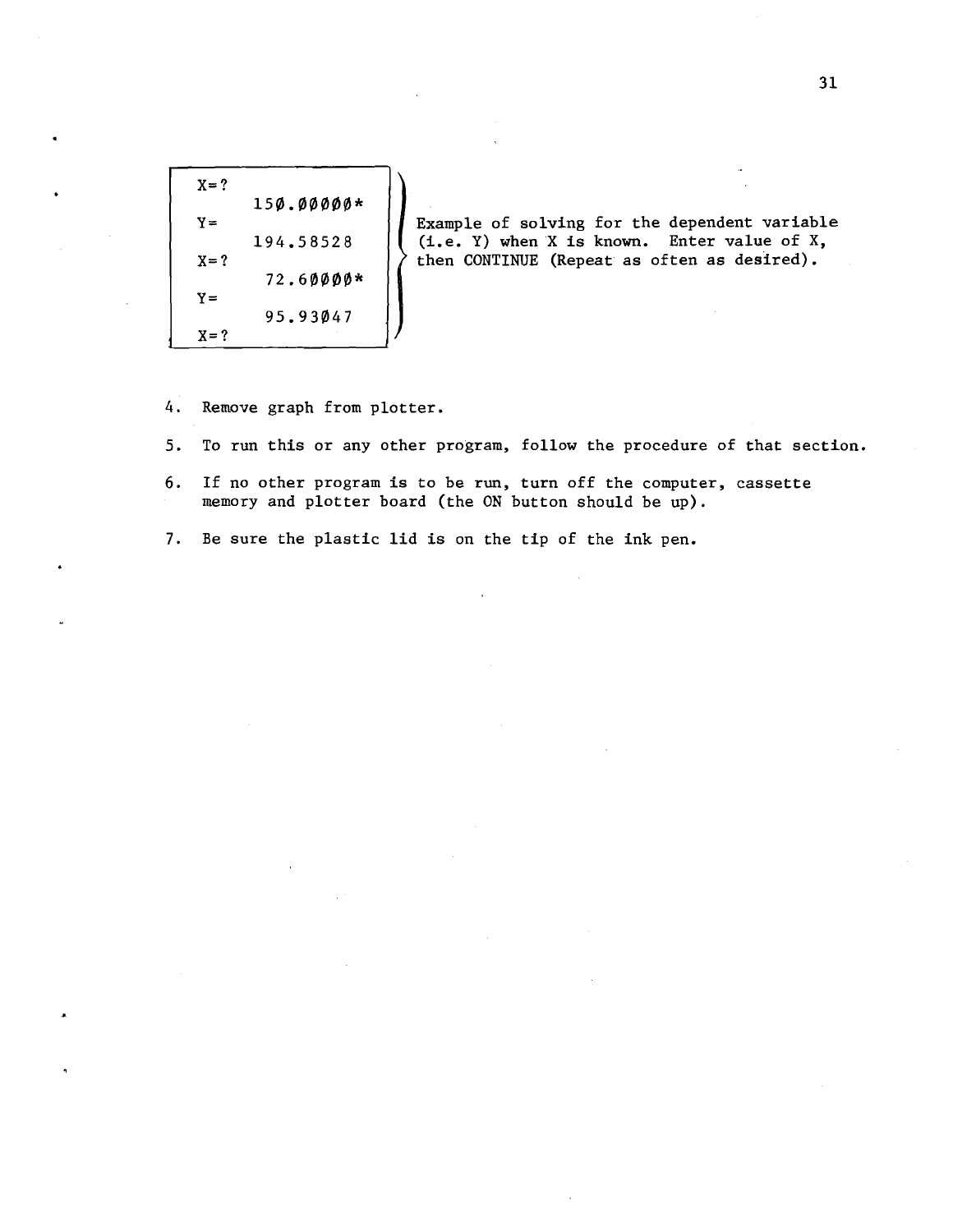```
X=?
      150.00000*
Y=
      194.58528
X=?
       72.60000*
Y=
      95.93047
X=?
```

Example of solving for the dependent variable (i.e. Y) when X is known. Enter value of X, then CONTINUE (Repeat as often as desired).

4. Remove graph from plotter.

5. To run this or any other program, follow the procedure of that section.

6. If no other program is to be run, turn off the computer, cassette memory and plotter board (the ON button should be up).

7. Be sure the plastic lid is on the tip of the ink pen.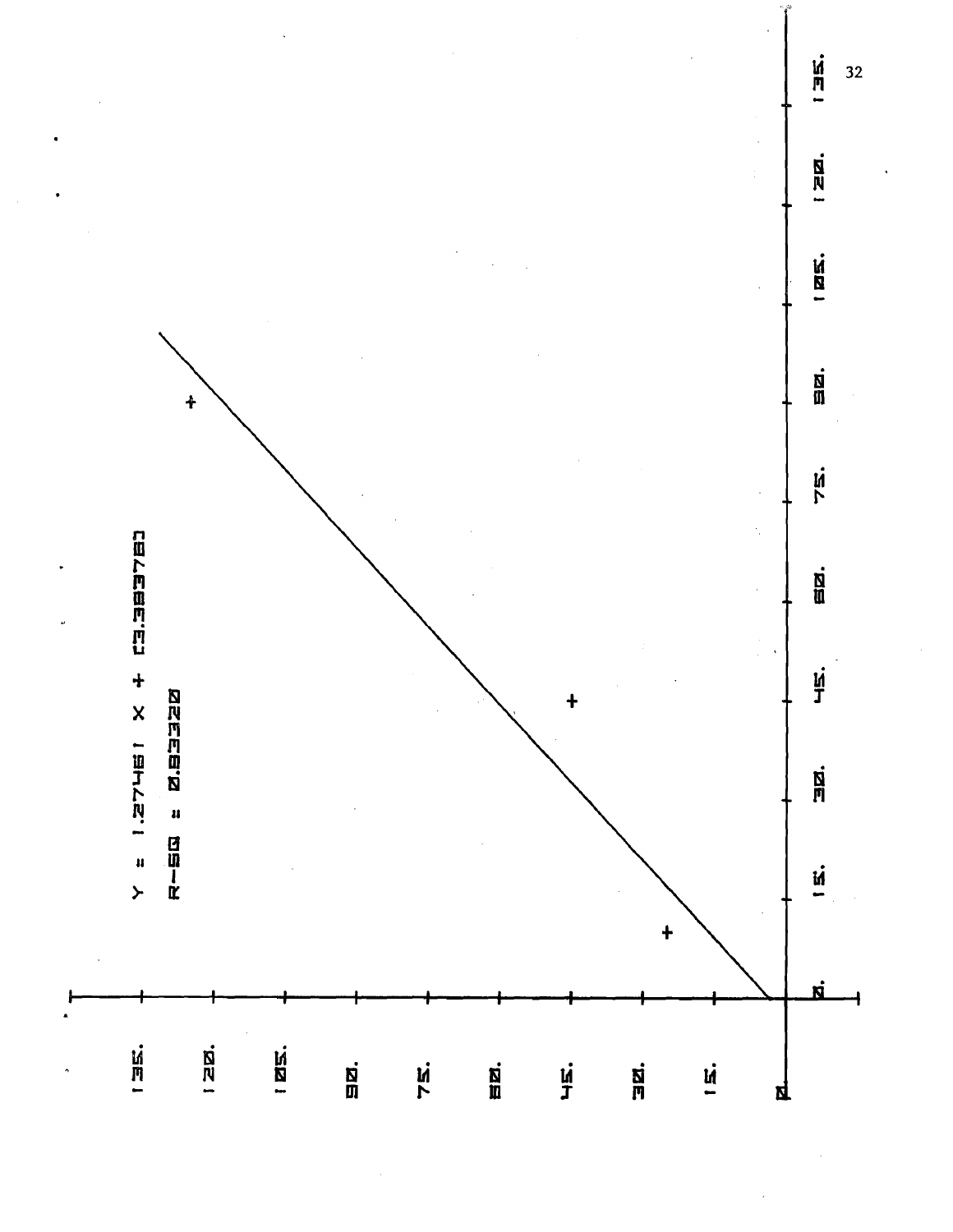Y = 1.27461 X + (3.38378)

R-SQ = 0.93320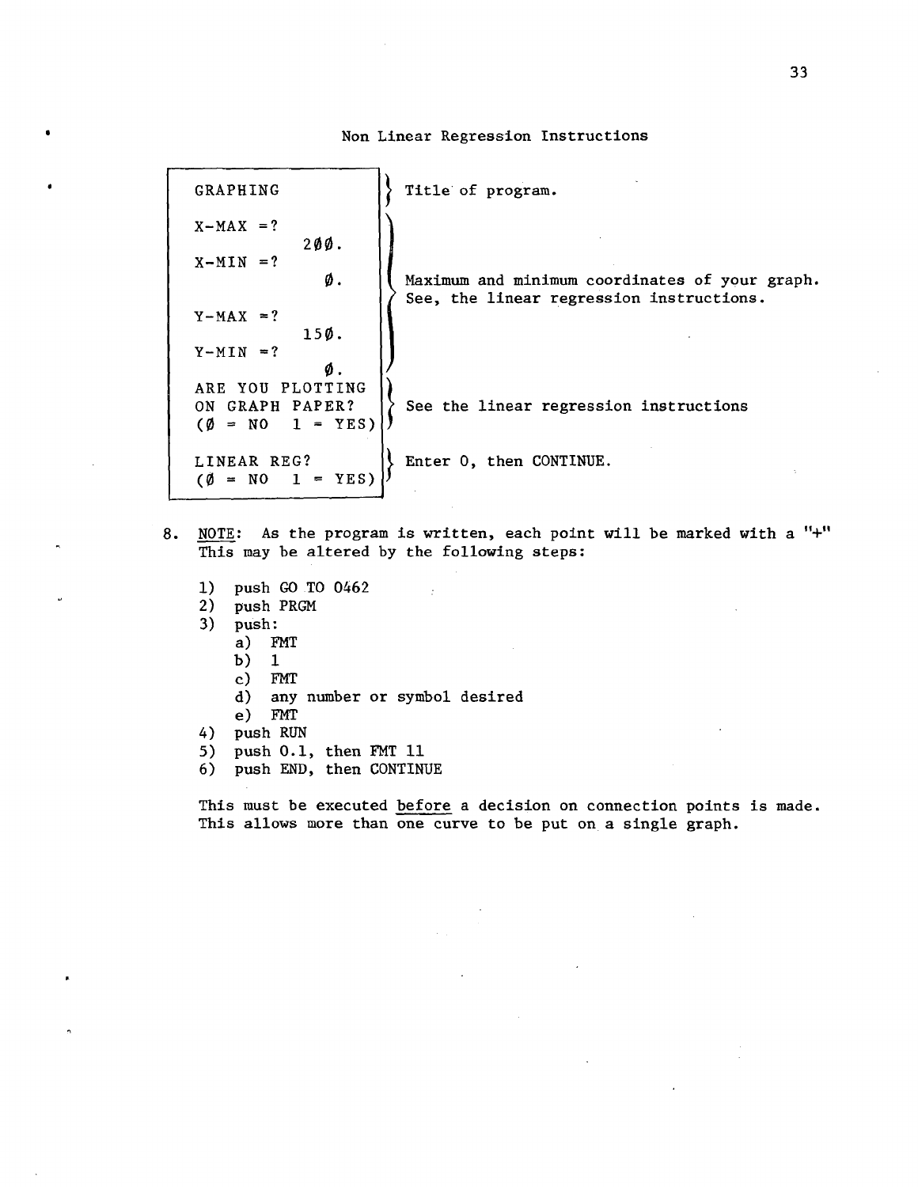## Non Linear Regression Instructions

| Screen | Notes |
| --- | --- |
| GRAPHING | Title of program. |
| X-MAX =? 2ØØ. X-MIN =? Ø. Y-MAX =? 15Ø. Y-MIN =? Ø. | Maximum and minimum coordinates of your graph. See, the linear regression instructions. |
| ARE YOU PLOTTING ON GRAPH PAPER? (Ø = NO 1 = YES) | See the linear regression instructions |
| LINEAR REG? (Ø = NO 1 = YES) | Enter 0, then CONTINUE. |

8. NOTE: As the program is written, each point will be marked with a "+" This may be altered by the following steps:

   1) push GO TO 0462
   2) push PRGM
   3) push:
      a) FMT
      b) 1
      c) FMT
      d) any number or symbol desired
      e) FMT
   4) push RUN
   5) push 0.1, then FMT 11
   6) push END, then CONTINUE

   This must be executed before a decision on connection points is made. This allows more than one curve to be put on a single graph.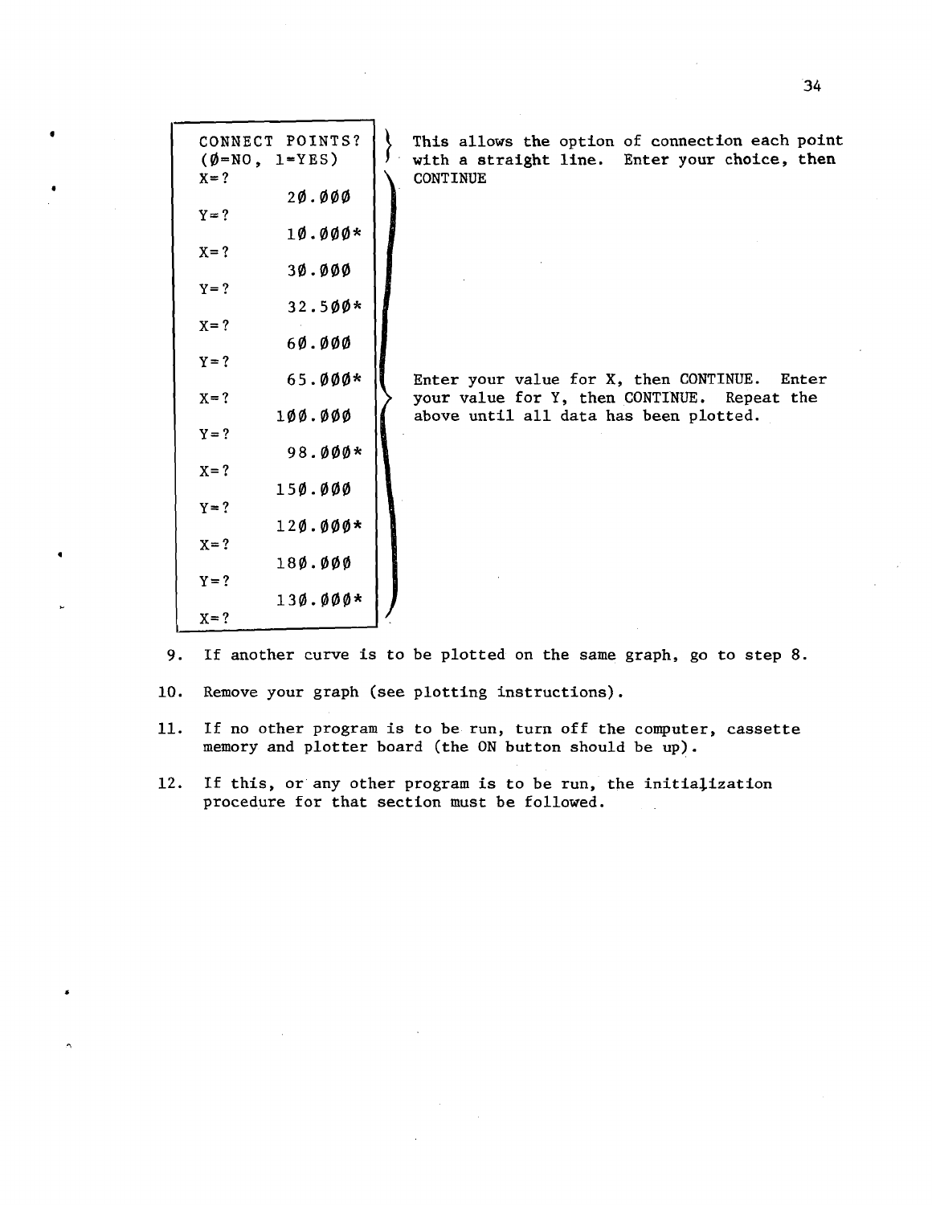```
CONNECT POINTS?
(Ø=NO, 1=YES)
X=?
          2Ø.ØØØ
Y=?
          1Ø.ØØØ*
X=?
          3Ø.ØØØ
Y=?
          32.5ØØ*
X=?
          6Ø.ØØØ
Y=?
          65.ØØØ*
X=?
         1ØØ.ØØØ
Y=?
          98.ØØØ*
X=?
         15Ø.ØØØ
Y=?
         12Ø.ØØØ*
X=?
         18Ø.ØØØ
Y=?
         13Ø.ØØØ*
X=?
```

This allows the option of connection each point with a straight line. Enter your choice, then CONTINUE

Enter your value for X, then CONTINUE. Enter your value for Y, then CONTINUE. Repeat the above until all data has been plotted.

9. If another curve is to be plotted on the same graph, go to step 8.

10. Remove your graph (see plotting instructions).

11. If no other program is to be run, turn off the computer, cassette memory and plotter board (the ON button should be up).

12. If this, or any other program is to be run, the initialization procedure for that section must be followed.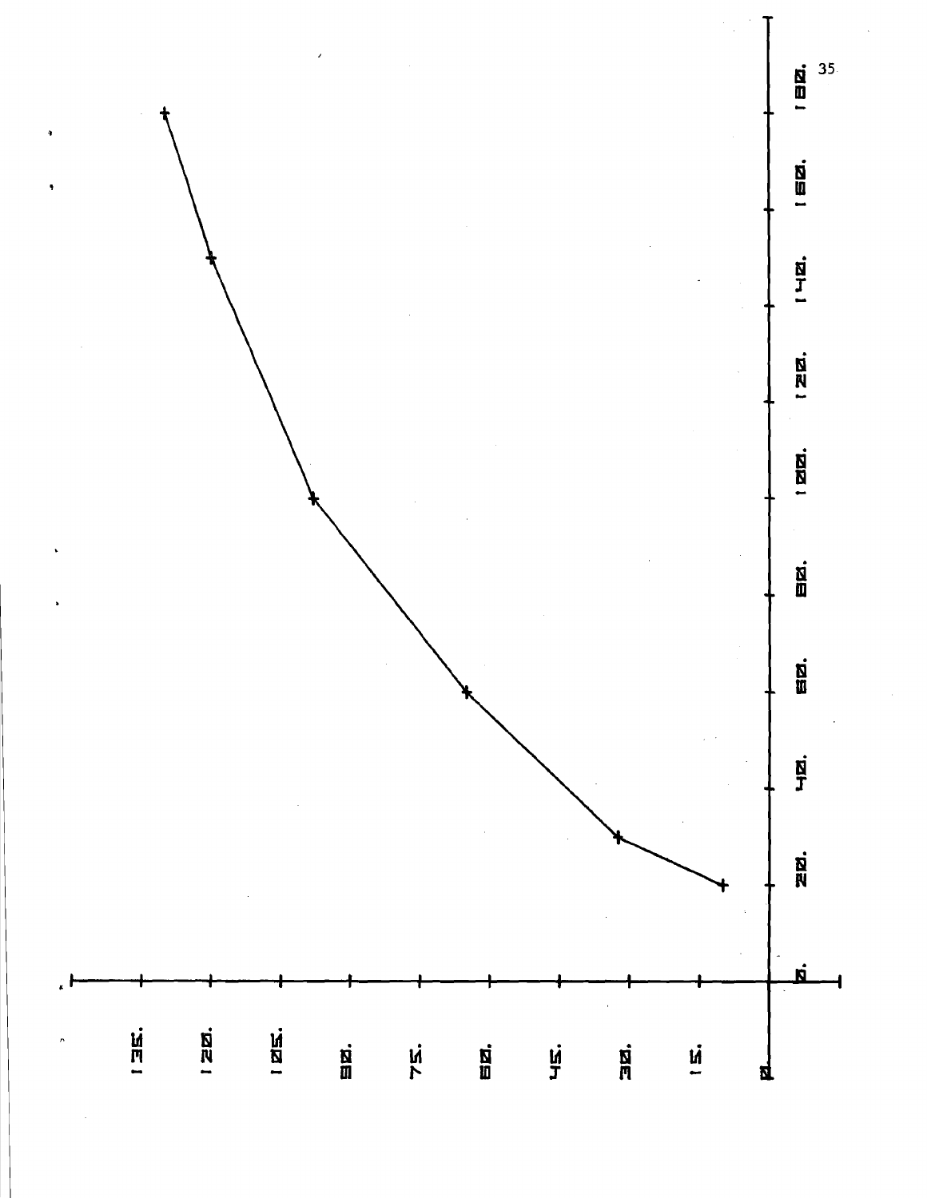0. 20. 40. 60. 80. 100. 120. 140. 160. 180.

0 15. 30. 45. 60. 75. 90. 105. 120. 135.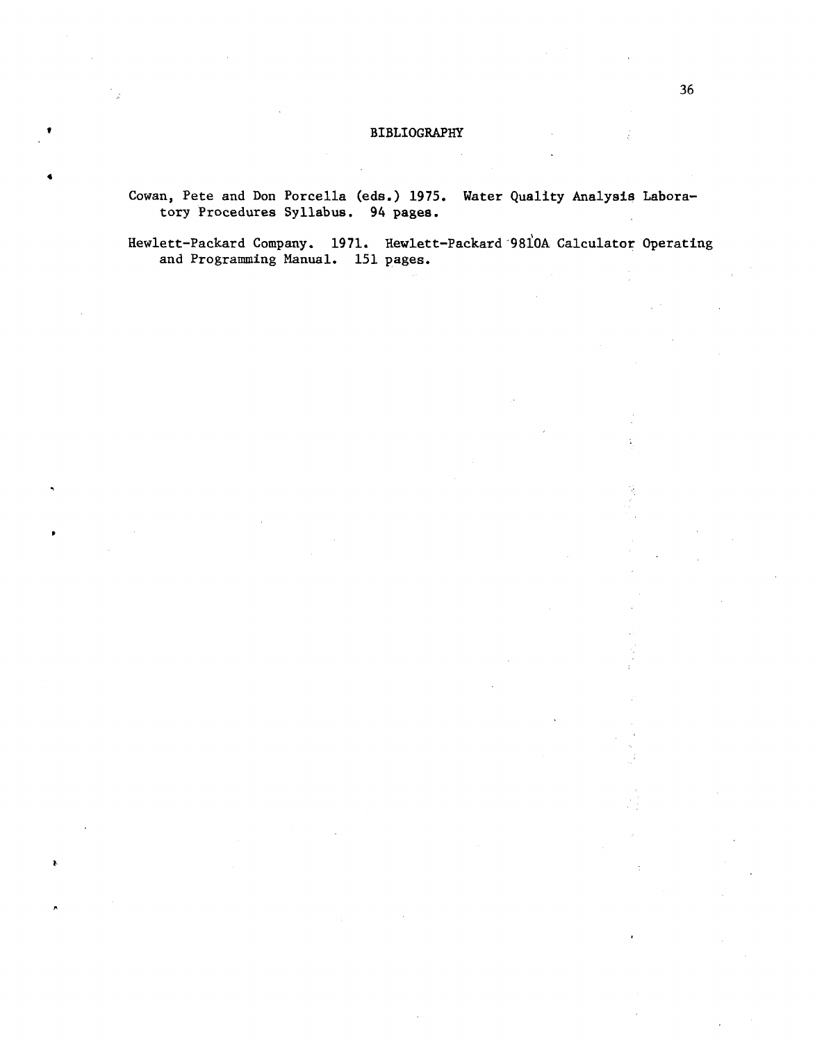# BIBLIOGRAPHY

Cowan, Pete and Don Porcella (eds.) 1975. Water Quality Analysis Laboratory Procedures Syllabus. 94 pages.

Hewlett-Packard Company. 1971. Hewlett-Packard 9810A Calculator Operating and Programming Manual. 151 pages.